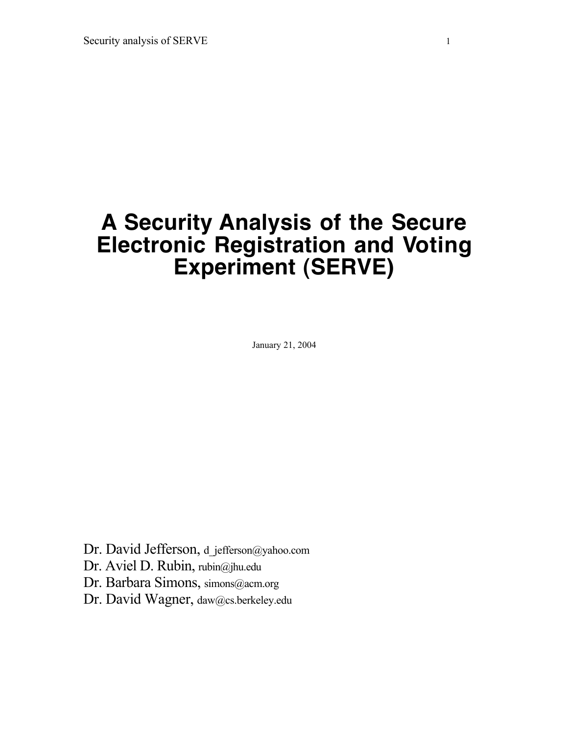# A Security Analysis of the Secure Electronic Registration and Voting Experiment (SERVE)

January 21, 2004

Dr. David Jefferson, d_jefferson@yahoo.com
Dr. Aviel D. Rubin, rubin@jhu.edu
Dr. Barbara Simons, simons@acm.org
Dr. David Wagner, daw@cs.berkeley.edu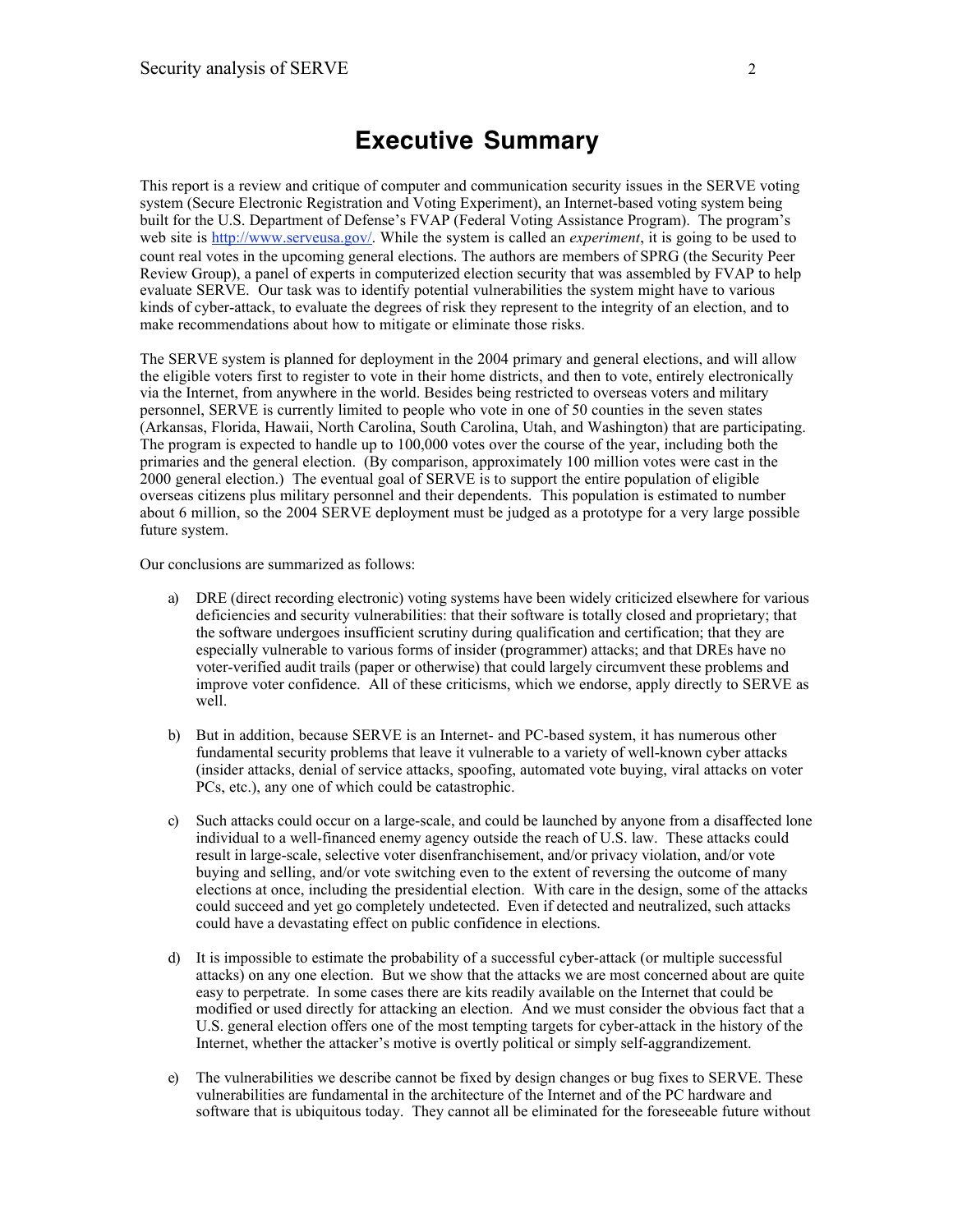# Executive Summary

This report is a review and critique of computer and communication security issues in the SERVE voting system (Secure Electronic Registration and Voting Experiment), an Internet-based voting system being built for the U.S. Department of Defense's FVAP (Federal Voting Assistance Program). The program's web site is http://www.serveusa.gov/. While the system is called an *experiment*, it is going to be used to count real votes in the upcoming general elections. The authors are members of SPRG (the Security Peer Review Group), a panel of experts in computerized election security that was assembled by FVAP to help evaluate SERVE. Our task was to identify potential vulnerabilities the system might have to various kinds of cyber-attack, to evaluate the degrees of risk they represent to the integrity of an election, and to make recommendations about how to mitigate or eliminate those risks.

The SERVE system is planned for deployment in the 2004 primary and general elections, and will allow the eligible voters first to register to vote in their home districts, and then to vote, entirely electronically via the Internet, from anywhere in the world. Besides being restricted to overseas voters and military personnel, SERVE is currently limited to people who vote in one of 50 counties in the seven states (Arkansas, Florida, Hawaii, North Carolina, South Carolina, Utah, and Washington) that are participating. The program is expected to handle up to 100,000 votes over the course of the year, including both the primaries and the general election. (By comparison, approximately 100 million votes were cast in the 2000 general election.) The eventual goal of SERVE is to support the entire population of eligible overseas citizens plus military personnel and their dependents. This population is estimated to number about 6 million, so the 2004 SERVE deployment must be judged as a prototype for a very large possible future system.

Our conclusions are summarized as follows:

a) DRE (direct recording electronic) voting systems have been widely criticized elsewhere for various deficiencies and security vulnerabilities: that their software is totally closed and proprietary; that the software undergoes insufficient scrutiny during qualification and certification; that they are especially vulnerable to various forms of insider (programmer) attacks; and that DREs have no voter-verified audit trails (paper or otherwise) that could largely circumvent these problems and improve voter confidence. All of these criticisms, which we endorse, apply directly to SERVE as well.

b) But in addition, because SERVE is an Internet- and PC-based system, it has numerous other fundamental security problems that leave it vulnerable to a variety of well-known cyber attacks (insider attacks, denial of service attacks, spoofing, automated vote buying, viral attacks on voter PCs, etc.), any one of which could be catastrophic.

c) Such attacks could occur on a large-scale, and could be launched by anyone from a disaffected lone individual to a well-financed enemy agency outside the reach of U.S. law. These attacks could result in large-scale, selective voter disenfranchisement, and/or privacy violation, and/or vote buying and selling, and/or vote switching even to the extent of reversing the outcome of many elections at once, including the presidential election. With care in the design, some of the attacks could succeed and yet go completely undetected. Even if detected and neutralized, such attacks could have a devastating effect on public confidence in elections.

d) It is impossible to estimate the probability of a successful cyber-attack (or multiple successful attacks) on any one election. But we show that the attacks we are most concerned about are quite easy to perpetrate. In some cases there are kits readily available on the Internet that could be modified or used directly for attacking an election. And we must consider the obvious fact that a U.S. general election offers one of the most tempting targets for cyber-attack in the history of the Internet, whether the attacker's motive is overtly political or simply self-aggrandizement.

e) The vulnerabilities we describe cannot be fixed by design changes or bug fixes to SERVE. These vulnerabilities are fundamental in the architecture of the Internet and of the PC hardware and software that is ubiquitous today. They cannot all be eliminated for the foreseeable future without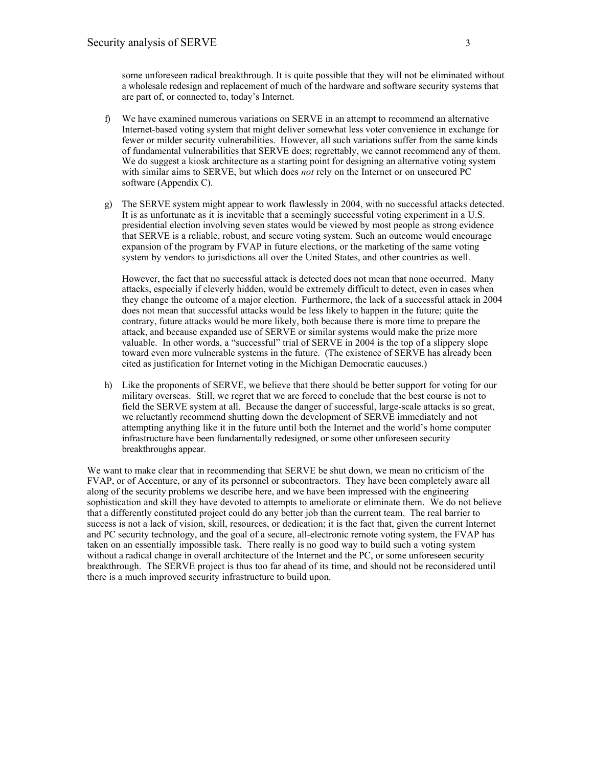some unforeseen radical breakthrough. It is quite possible that they will not be eliminated without a wholesale redesign and replacement of much of the hardware and software security systems that are part of, or connected to, today's Internet.

f) We have examined numerous variations on SERVE in an attempt to recommend an alternative Internet-based voting system that might deliver somewhat less voter convenience in exchange for fewer or milder security vulnerabilities. However, all such variations suffer from the same kinds of fundamental vulnerabilities that SERVE does; regrettably, we cannot recommend any of them. We do suggest a kiosk architecture as a starting point for designing an alternative voting system with similar aims to SERVE, but which does *not* rely on the Internet or on unsecured PC software (Appendix C).

g) The SERVE system might appear to work flawlessly in 2004, with no successful attacks detected. It is as unfortunate as it is inevitable that a seemingly successful voting experiment in a U.S. presidential election involving seven states would be viewed by most people as strong evidence that SERVE is a reliable, robust, and secure voting system. Such an outcome would encourage expansion of the program by FVAP in future elections, or the marketing of the same voting system by vendors to jurisdictions all over the United States, and other countries as well.

   However, the fact that no successful attack is detected does not mean that none occurred. Many attacks, especially if cleverly hidden, would be extremely difficult to detect, even in cases when they change the outcome of a major election. Furthermore, the lack of a successful attack in 2004 does not mean that successful attacks would be less likely to happen in the future; quite the contrary, future attacks would be more likely, both because there is more time to prepare the attack, and because expanded use of SERVE or similar systems would make the prize more valuable. In other words, a "successful" trial of SERVE in 2004 is the top of a slippery slope toward even more vulnerable systems in the future. (The existence of SERVE has already been cited as justification for Internet voting in the Michigan Democratic caucuses.)

h) Like the proponents of SERVE, we believe that there should be better support for voting for our military overseas. Still, we regret that we are forced to conclude that the best course is not to field the SERVE system at all. Because the danger of successful, large-scale attacks is so great, we reluctantly recommend shutting down the development of SERVE immediately and not attempting anything like it in the future until both the Internet and the world's home computer infrastructure have been fundamentally redesigned, or some other unforeseen security breakthroughs appear.

We want to make clear that in recommending that SERVE be shut down, we mean no criticism of the FVAP, or of Accenture, or any of its personnel or subcontractors. They have been completely aware all along of the security problems we describe here, and we have been impressed with the engineering sophistication and skill they have devoted to attempts to ameliorate or eliminate them. We do not believe that a differently constituted project could do any better job than the current team. The real barrier to success is not a lack of vision, skill, resources, or dedication; it is the fact that, given the current Internet and PC security technology, and the goal of a secure, all-electronic remote voting system, the FVAP has taken on an essentially impossible task. There really is no good way to build such a voting system without a radical change in overall architecture of the Internet and the PC, or some unforeseen security breakthrough. The SERVE project is thus too far ahead of its time, and should not be reconsidered until there is a much improved security infrastructure to build upon.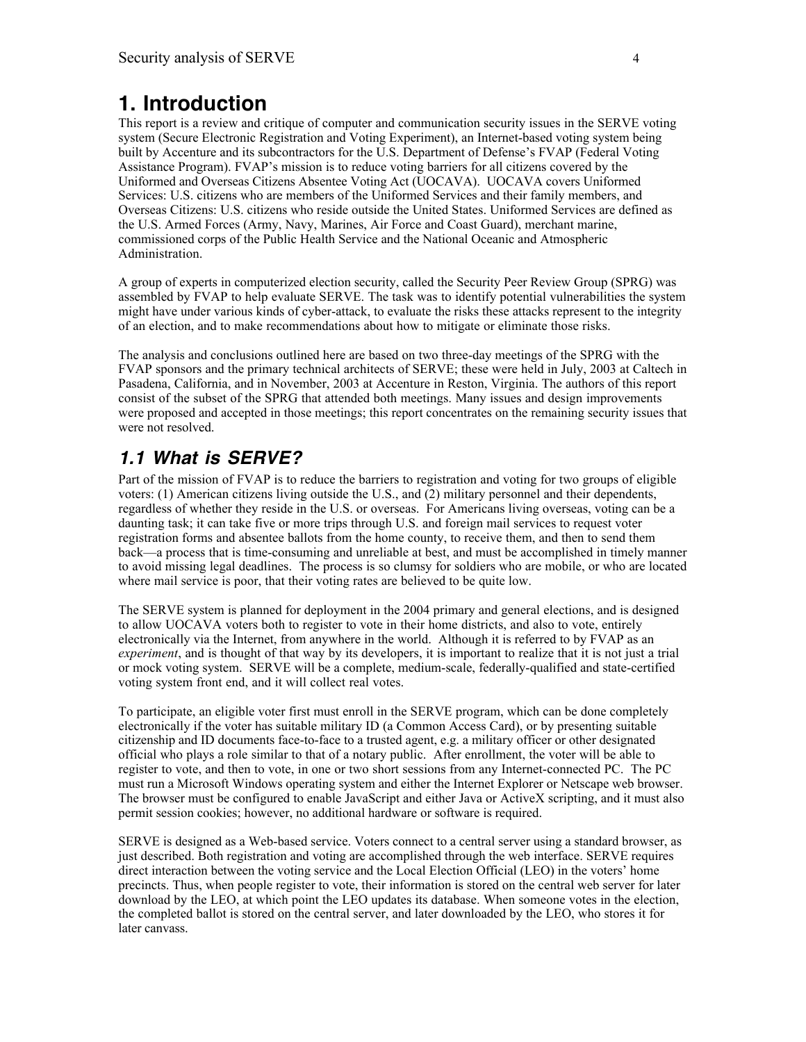# 1. Introduction

This report is a review and critique of computer and communication security issues in the SERVE voting system (Secure Electronic Registration and Voting Experiment), an Internet-based voting system being built by Accenture and its subcontractors for the U.S. Department of Defense's FVAP (Federal Voting Assistance Program). FVAP's mission is to reduce voting barriers for all citizens covered by the Uniformed and Overseas Citizens Absentee Voting Act (UOCAVA). UOCAVA covers Uniformed Services: U.S. citizens who are members of the Uniformed Services and their family members, and Overseas Citizens: U.S. citizens who reside outside the United States. Uniformed Services are defined as the U.S. Armed Forces (Army, Navy, Marines, Air Force and Coast Guard), merchant marine, commissioned corps of the Public Health Service and the National Oceanic and Atmospheric Administration.

A group of experts in computerized election security, called the Security Peer Review Group (SPRG) was assembled by FVAP to help evaluate SERVE. The task was to identify potential vulnerabilities the system might have under various kinds of cyber-attack, to evaluate the risks these attacks represent to the integrity of an election, and to make recommendations about how to mitigate or eliminate those risks.

The analysis and conclusions outlined here are based on two three-day meetings of the SPRG with the FVAP sponsors and the primary technical architects of SERVE; these were held in July, 2003 at Caltech in Pasadena, California, and in November, 2003 at Accenture in Reston, Virginia. The authors of this report consist of the subset of the SPRG that attended both meetings. Many issues and design improvements were proposed and accepted in those meetings; this report concentrates on the remaining security issues that were not resolved.

## 1.1 What is SERVE?

Part of the mission of FVAP is to reduce the barriers to registration and voting for two groups of eligible voters: (1) American citizens living outside the U.S., and (2) military personnel and their dependents, regardless of whether they reside in the U.S. or overseas. For Americans living overseas, voting can be a daunting task; it can take five or more trips through U.S. and foreign mail services to request voter registration forms and absentee ballots from the home county, to receive them, and then to send them back—a process that is time-consuming and unreliable at best, and must be accomplished in timely manner to avoid missing legal deadlines. The process is so clumsy for soldiers who are mobile, or who are located where mail service is poor, that their voting rates are believed to be quite low.

The SERVE system is planned for deployment in the 2004 primary and general elections, and is designed to allow UOCAVA voters both to register to vote in their home districts, and also to vote, entirely electronically via the Internet, from anywhere in the world. Although it is referred to by FVAP as an *experiment*, and is thought of that way by its developers, it is important to realize that it is not just a trial or mock voting system. SERVE will be a complete, medium-scale, federally-qualified and state-certified voting system front end, and it will collect real votes.

To participate, an eligible voter first must enroll in the SERVE program, which can be done completely electronically if the voter has suitable military ID (a Common Access Card), or by presenting suitable citizenship and ID documents face-to-face to a trusted agent, e.g. a military officer or other designated official who plays a role similar to that of a notary public. After enrollment, the voter will be able to register to vote, and then to vote, in one or two short sessions from any Internet-connected PC. The PC must run a Microsoft Windows operating system and either the Internet Explorer or Netscape web browser. The browser must be configured to enable JavaScript and either Java or ActiveX scripting, and it must also permit session cookies; however, no additional hardware or software is required.

SERVE is designed as a Web-based service. Voters connect to a central server using a standard browser, as just described. Both registration and voting are accomplished through the web interface. SERVE requires direct interaction between the voting service and the Local Election Official (LEO) in the voters' home precincts. Thus, when people register to vote, their information is stored on the central web server for later download by the LEO, at which point the LEO updates its database. When someone votes in the election, the completed ballot is stored on the central server, and later downloaded by the LEO, who stores it for later canvass.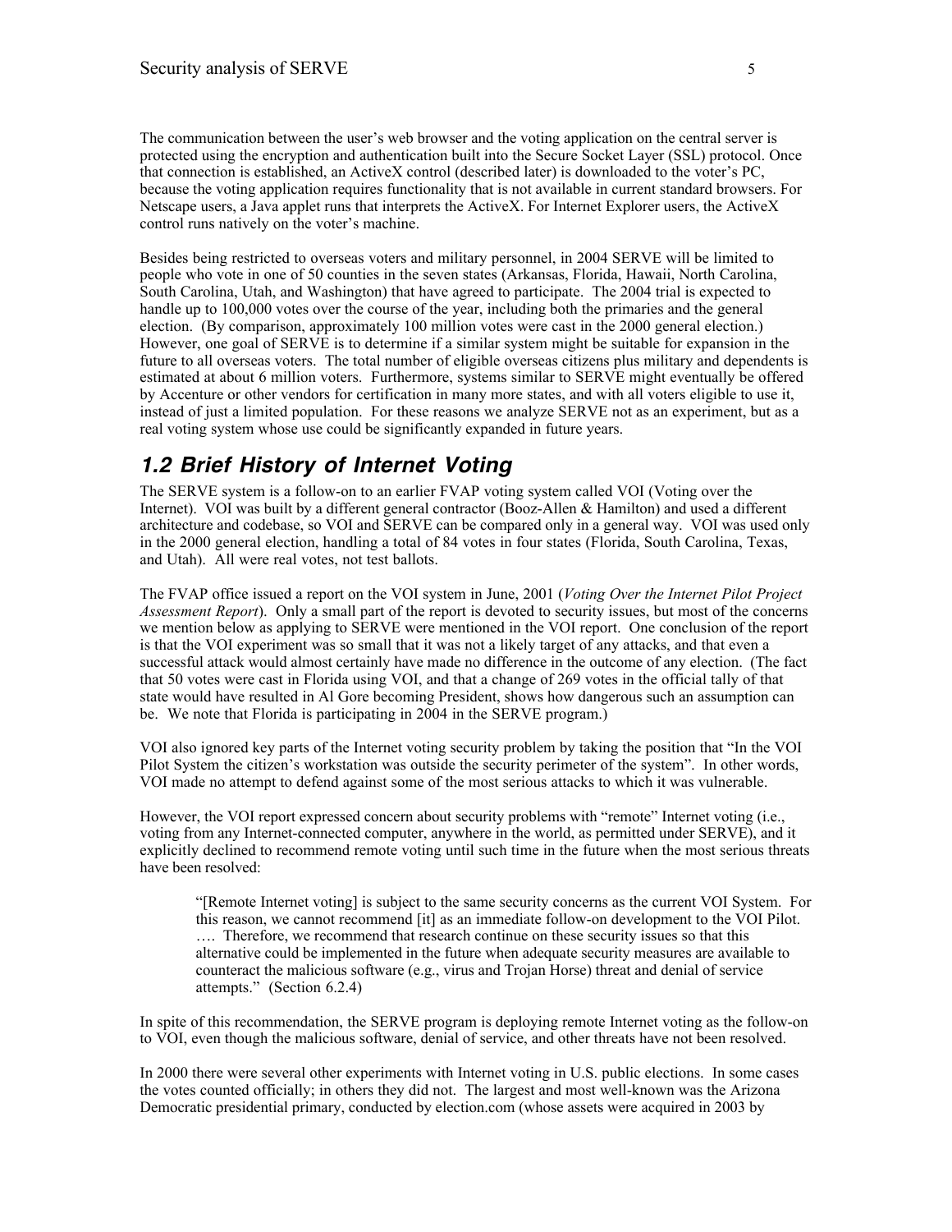The communication between the user's web browser and the voting application on the central server is protected using the encryption and authentication built into the Secure Socket Layer (SSL) protocol. Once that connection is established, an ActiveX control (described later) is downloaded to the voter's PC, because the voting application requires functionality that is not available in current standard browsers. For Netscape users, a Java applet runs that interprets the ActiveX. For Internet Explorer users, the ActiveX control runs natively on the voter's machine.

Besides being restricted to overseas voters and military personnel, in 2004 SERVE will be limited to people who vote in one of 50 counties in the seven states (Arkansas, Florida, Hawaii, North Carolina, South Carolina, Utah, and Washington) that have agreed to participate. The 2004 trial is expected to handle up to 100,000 votes over the course of the year, including both the primaries and the general election. (By comparison, approximately 100 million votes were cast in the 2000 general election.) However, one goal of SERVE is to determine if a similar system might be suitable for expansion in the future to all overseas voters. The total number of eligible overseas citizens plus military and dependents is estimated at about 6 million voters. Furthermore, systems similar to SERVE might eventually be offered by Accenture or other vendors for certification in many more states, and with all voters eligible to use it, instead of just a limited population. For these reasons we analyze SERVE not as an experiment, but as a real voting system whose use could be significantly expanded in future years.

## 1.2 Brief History of Internet Voting

The SERVE system is a follow-on to an earlier FVAP voting system called VOI (Voting over the Internet). VOI was built by a different general contractor (Booz-Allen & Hamilton) and used a different architecture and codebase, so VOI and SERVE can be compared only in a general way. VOI was used only in the 2000 general election, handling a total of 84 votes in four states (Florida, South Carolina, Texas, and Utah). All were real votes, not test ballots.

The FVAP office issued a report on the VOI system in June, 2001 (*Voting Over the Internet Pilot Project Assessment Report*). Only a small part of the report is devoted to security issues, but most of the concerns we mention below as applying to SERVE were mentioned in the VOI report. One conclusion of the report is that the VOI experiment was so small that it was not a likely target of any attacks, and that even a successful attack would almost certainly have made no difference in the outcome of any election. (The fact that 50 votes were cast in Florida using VOI, and that a change of 269 votes in the official tally of that state would have resulted in Al Gore becoming President, shows how dangerous such an assumption can be. We note that Florida is participating in 2004 in the SERVE program.)

VOI also ignored key parts of the Internet voting security problem by taking the position that "In the VOI Pilot System the citizen's workstation was outside the security perimeter of the system". In other words, VOI made no attempt to defend against some of the most serious attacks to which it was vulnerable.

However, the VOI report expressed concern about security problems with "remote" Internet voting (i.e., voting from any Internet-connected computer, anywhere in the world, as permitted under SERVE), and it explicitly declined to recommend remote voting until such time in the future when the most serious threats have been resolved:

> "[Remote Internet voting] is subject to the same security concerns as the current VOI System. For this reason, we cannot recommend [it] as an immediate follow-on development to the VOI Pilot. …. Therefore, we recommend that research continue on these security issues so that this alternative could be implemented in the future when adequate security measures are available to counteract the malicious software (e.g., virus and Trojan Horse) threat and denial of service attempts." (Section 6.2.4)

In spite of this recommendation, the SERVE program is deploying remote Internet voting as the follow-on to VOI, even though the malicious software, denial of service, and other threats have not been resolved.

In 2000 there were several other experiments with Internet voting in U.S. public elections. In some cases the votes counted officially; in others they did not. The largest and most well-known was the Arizona Democratic presidential primary, conducted by election.com (whose assets were acquired in 2003 by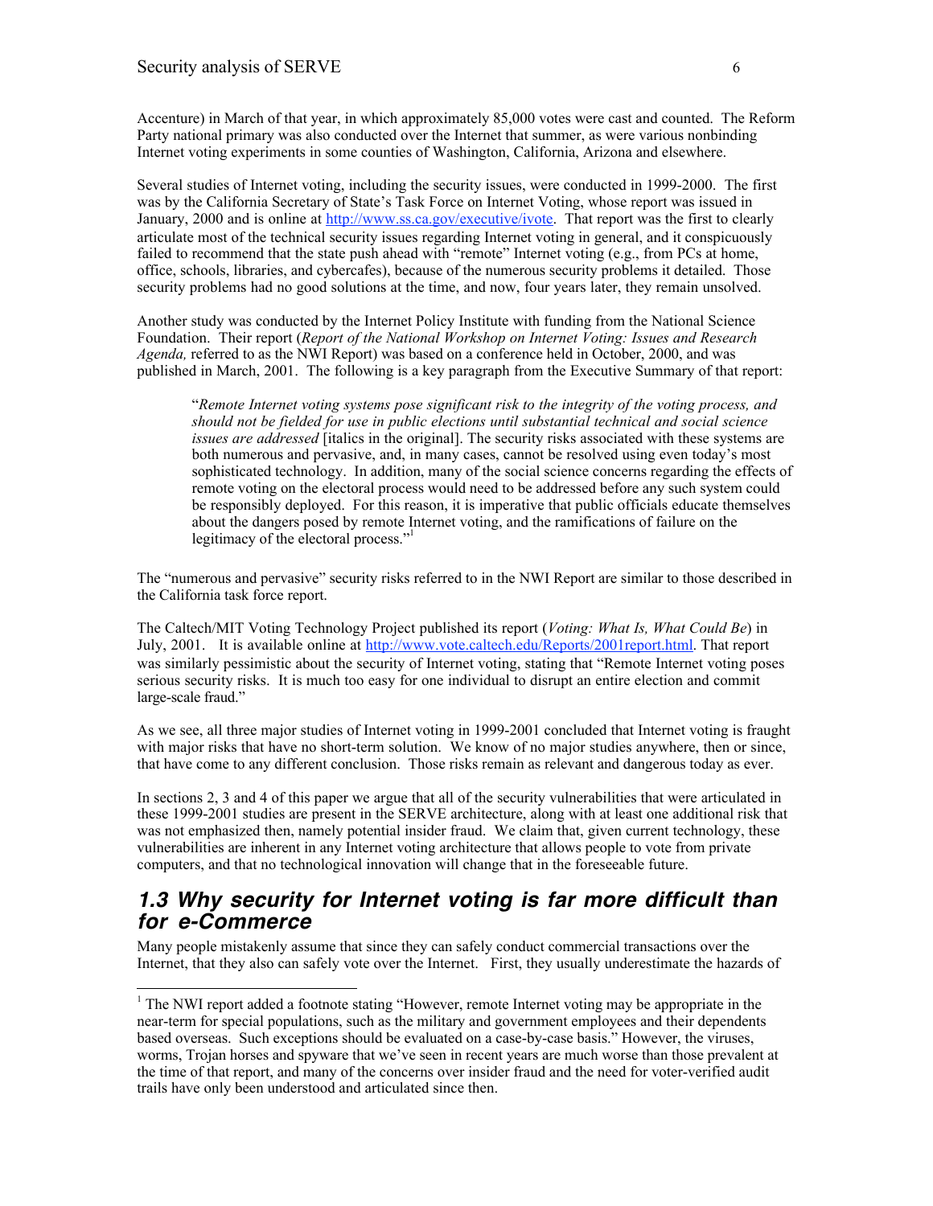Accenture) in March of that year, in which approximately 85,000 votes were cast and counted. The Reform Party national primary was also conducted over the Internet that summer, as were various nonbinding Internet voting experiments in some counties of Washington, California, Arizona and elsewhere.

Several studies of Internet voting, including the security issues, were conducted in 1999-2000. The first was by the California Secretary of State's Task Force on Internet Voting, whose report was issued in January, 2000 and is online at http://www.ss.ca.gov/executive/ivote. That report was the first to clearly articulate most of the technical security issues regarding Internet voting in general, and it conspicuously failed to recommend that the state push ahead with "remote" Internet voting (e.g., from PCs at home, office, schools, libraries, and cybercafes), because of the numerous security problems it detailed. Those security problems had no good solutions at the time, and now, four years later, they remain unsolved.

Another study was conducted by the Internet Policy Institute with funding from the National Science Foundation. Their report (*Report of the National Workshop on Internet Voting: Issues and Research Agenda,* referred to as the NWI Report) was based on a conference held in October, 2000, and was published in March, 2001. The following is a key paragraph from the Executive Summary of that report:

> "*Remote Internet voting systems pose significant risk to the integrity of the voting process, and should not be fielded for use in public elections until substantial technical and social science issues are addressed* [italics in the original]. The security risks associated with these systems are both numerous and pervasive, and, in many cases, cannot be resolved using even today's most sophisticated technology. In addition, many of the social science concerns regarding the effects of remote voting on the electoral process would need to be addressed before any such system could be responsibly deployed. For this reason, it is imperative that public officials educate themselves about the dangers posed by remote Internet voting, and the ramifications of failure on the legitimacy of the electoral process."[1]

The "numerous and pervasive" security risks referred to in the NWI Report are similar to those described in the California task force report.

The Caltech/MIT Voting Technology Project published its report (*Voting: What Is, What Could Be*) in July, 2001. It is available online at http://www.vote.caltech.edu/Reports/2001report.html. That report was similarly pessimistic about the security of Internet voting, stating that "Remote Internet voting poses serious security risks. It is much too easy for one individual to disrupt an entire election and commit large-scale fraud."

As we see, all three major studies of Internet voting in 1999-2001 concluded that Internet voting is fraught with major risks that have no short-term solution. We know of no major studies anywhere, then or since, that have come to any different conclusion. Those risks remain as relevant and dangerous today as ever.

In sections 2, 3 and 4 of this paper we argue that all of the security vulnerabilities that were articulated in these 1999-2001 studies are present in the SERVE architecture, along with at least one additional risk that was not emphasized then, namely potential insider fraud. We claim that, given current technology, these vulnerabilities are inherent in any Internet voting architecture that allows people to vote from private computers, and that no technological innovation will change that in the foreseeable future.

## 1.3 Why security for Internet voting is far more difficult than for e-Commerce

Many people mistakenly assume that since they can safely conduct commercial transactions over the Internet, that they also can safely vote over the Internet. First, they usually underestimate the hazards of

[1] The NWI report added a footnote stating "However, remote Internet voting may be appropriate in the near-term for special populations, such as the military and government employees and their dependents based overseas. Such exceptions should be evaluated on a case-by-case basis." However, the viruses, worms, Trojan horses and spyware that we've seen in recent years are much worse than those prevalent at the time of that report, and many of the concerns over insider fraud and the need for voter-verified audit trails have only been understood and articulated since then.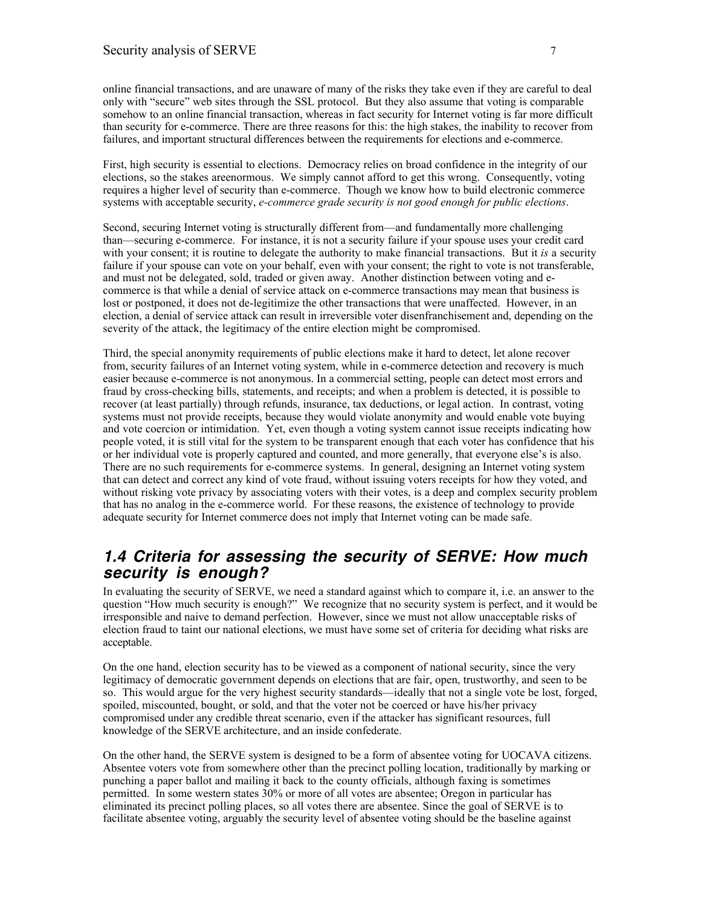online financial transactions, and are unaware of many of the risks they take even if they are careful to deal only with "secure" web sites through the SSL protocol. But they also assume that voting is comparable somehow to an online financial transaction, whereas in fact security for Internet voting is far more difficult than security for e-commerce. There are three reasons for this: the high stakes, the inability to recover from failures, and important structural differences between the requirements for elections and e-commerce.

First, high security is essential to elections. Democracy relies on broad confidence in the integrity of our elections, so the stakes areenormous. We simply cannot afford to get this wrong. Consequently, voting requires a higher level of security than e-commerce. Though we know how to build electronic commerce systems with acceptable security, *e-commerce grade security is not good enough for public elections*.

Second, securing Internet voting is structurally different from—and fundamentally more challenging than—securing e-commerce. For instance, it is not a security failure if your spouse uses your credit card with your consent; it is routine to delegate the authority to make financial transactions. But it *is* a security failure if your spouse can vote on your behalf, even with your consent; the right to vote is not transferable, and must not be delegated, sold, traded or given away. Another distinction between voting and e-commerce is that while a denial of service attack on e-commerce transactions may mean that business is lost or postponed, it does not de-legitimize the other transactions that were unaffected. However, in an election, a denial of service attack can result in irreversible voter disenfranchisement and, depending on the severity of the attack, the legitimacy of the entire election might be compromised.

Third, the special anonymity requirements of public elections make it hard to detect, let alone recover from, security failures of an Internet voting system, while in e-commerce detection and recovery is much easier because e-commerce is not anonymous. In a commercial setting, people can detect most errors and fraud by cross-checking bills, statements, and receipts; and when a problem is detected, it is possible to recover (at least partially) through refunds, insurance, tax deductions, or legal action. In contrast, voting systems must not provide receipts, because they would violate anonymity and would enable vote buying and vote coercion or intimidation. Yet, even though a voting system cannot issue receipts indicating how people voted, it is still vital for the system to be transparent enough that each voter has confidence that his or her individual vote is properly captured and counted, and more generally, that everyone else's is also. There are no such requirements for e-commerce systems. In general, designing an Internet voting system that can detect and correct any kind of vote fraud, without issuing voters receipts for how they voted, and without risking vote privacy by associating voters with their votes, is a deep and complex security problem that has no analog in the e-commerce world. For these reasons, the existence of technology to provide adequate security for Internet commerce does not imply that Internet voting can be made safe.

## 1.4 Criteria for assessing the security of SERVE: How much security is enough?

In evaluating the security of SERVE, we need a standard against which to compare it, i.e. an answer to the question "How much security is enough?" We recognize that no security system is perfect, and it would be irresponsible and naive to demand perfection. However, since we must not allow unacceptable risks of election fraud to taint our national elections, we must have some set of criteria for deciding what risks are acceptable.

On the one hand, election security has to be viewed as a component of national security, since the very legitimacy of democratic government depends on elections that are fair, open, trustworthy, and seen to be so. This would argue for the very highest security standards—ideally that not a single vote be lost, forged, spoiled, miscounted, bought, or sold, and that the voter not be coerced or have his/her privacy compromised under any credible threat scenario, even if the attacker has significant resources, full knowledge of the SERVE architecture, and an inside confederate.

On the other hand, the SERVE system is designed to be a form of absentee voting for UOCAVA citizens. Absentee voters vote from somewhere other than the precinct polling location, traditionally by marking or punching a paper ballot and mailing it back to the county officials, although faxing is sometimes permitted. In some western states 30% or more of all votes are absentee; Oregon in particular has eliminated its precinct polling places, so all votes there are absentee. Since the goal of SERVE is to facilitate absentee voting, arguably the security level of absentee voting should be the baseline against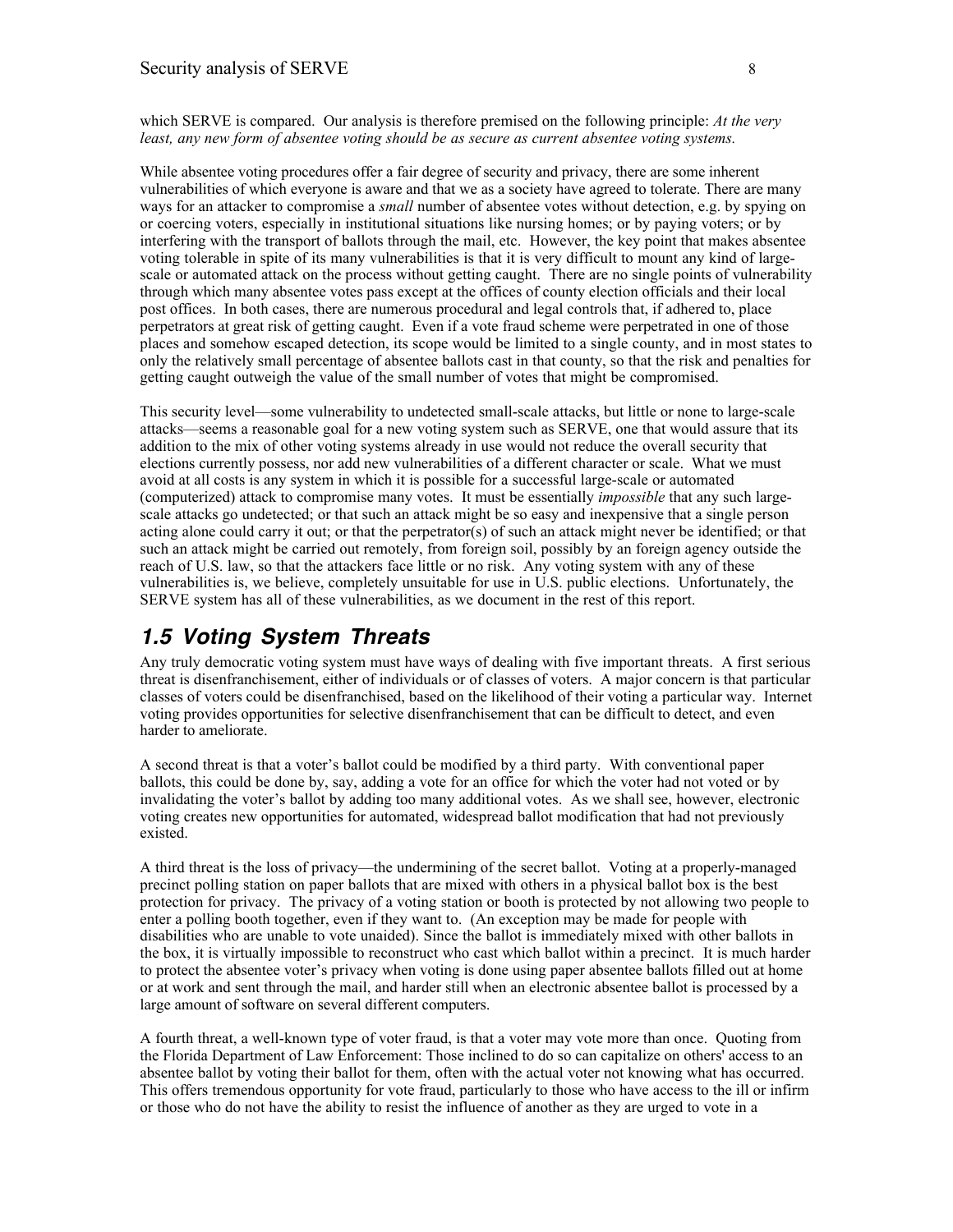which SERVE is compared. Our analysis is therefore premised on the following principle: *At the very least, any new form of absentee voting should be as secure as current absentee voting systems.*

While absentee voting procedures offer a fair degree of security and privacy, there are some inherent vulnerabilities of which everyone is aware and that we as a society have agreed to tolerate. There are many ways for an attacker to compromise a *small* number of absentee votes without detection, e.g. by spying on or coercing voters, especially in institutional situations like nursing homes; or by paying voters; or by interfering with the transport of ballots through the mail, etc. However, the key point that makes absentee voting tolerable in spite of its many vulnerabilities is that it is very difficult to mount any kind of large-scale or automated attack on the process without getting caught. There are no single points of vulnerability through which many absentee votes pass except at the offices of county election officials and their local post offices. In both cases, there are numerous procedural and legal controls that, if adhered to, place perpetrators at great risk of getting caught. Even if a vote fraud scheme were perpetrated in one of those places and somehow escaped detection, its scope would be limited to a single county, and in most states to only the relatively small percentage of absentee ballots cast in that county, so that the risk and penalties for getting caught outweigh the value of the small number of votes that might be compromised.

This security level—some vulnerability to undetected small-scale attacks, but little or none to large-scale attacks—seems a reasonable goal for a new voting system such as SERVE, one that would assure that its addition to the mix of other voting systems already in use would not reduce the overall security that elections currently possess, nor add new vulnerabilities of a different character or scale. What we must avoid at all costs is any system in which it is possible for a successful large-scale or automated (computerized) attack to compromise many votes. It must be essentially *impossible* that any such large-scale attacks go undetected; or that such an attack might be so easy and inexpensive that a single person acting alone could carry it out; or that the perpetrator(s) of such an attack might never be identified; or that such an attack might be carried out remotely, from foreign soil, possibly by an foreign agency outside the reach of U.S. law, so that the attackers face little or no risk. Any voting system with any of these vulnerabilities is, we believe, completely unsuitable for use in U.S. public elections. Unfortunately, the SERVE system has all of these vulnerabilities, as we document in the rest of this report.

## 1.5 Voting System Threats

Any truly democratic voting system must have ways of dealing with five important threats. A first serious threat is disenfranchisement, either of individuals or of classes of voters. A major concern is that particular classes of voters could be disenfranchised, based on the likelihood of their voting a particular way. Internet voting provides opportunities for selective disenfranchisement that can be difficult to detect, and even harder to ameliorate.

A second threat is that a voter's ballot could be modified by a third party. With conventional paper ballots, this could be done by, say, adding a vote for an office for which the voter had not voted or by invalidating the voter's ballot by adding too many additional votes. As we shall see, however, electronic voting creates new opportunities for automated, widespread ballot modification that had not previously existed.

A third threat is the loss of privacy—the undermining of the secret ballot. Voting at a properly-managed precinct polling station on paper ballots that are mixed with others in a physical ballot box is the best protection for privacy. The privacy of a voting station or booth is protected by not allowing two people to enter a polling booth together, even if they want to. (An exception may be made for people with disabilities who are unable to vote unaided). Since the ballot is immediately mixed with other ballots in the box, it is virtually impossible to reconstruct who cast which ballot within a precinct. It is much harder to protect the absentee voter's privacy when voting is done using paper absentee ballots filled out at home or at work and sent through the mail, and harder still when an electronic absentee ballot is processed by a large amount of software on several different computers.

A fourth threat, a well-known type of voter fraud, is that a voter may vote more than once. Quoting from the Florida Department of Law Enforcement: Those inclined to do so can capitalize on others' access to an absentee ballot by voting their ballot for them, often with the actual voter not knowing what has occurred. This offers tremendous opportunity for vote fraud, particularly to those who have access to the ill or infirm or those who do not have the ability to resist the influence of another as they are urged to vote in a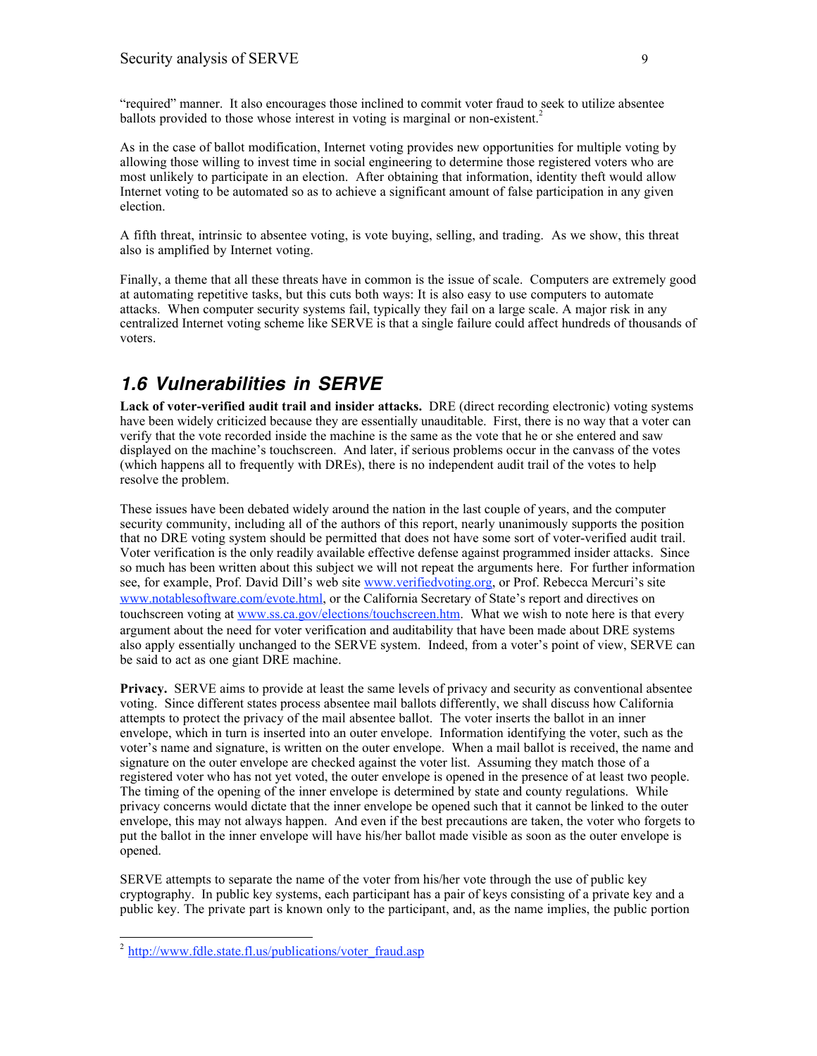"required" manner. It also encourages those inclined to commit voter fraud to seek to utilize absentee ballots provided to those whose interest in voting is marginal or non-existent.[2]

As in the case of ballot modification, Internet voting provides new opportunities for multiple voting by allowing those willing to invest time in social engineering to determine those registered voters who are most unlikely to participate in an election. After obtaining that information, identity theft would allow Internet voting to be automated so as to achieve a significant amount of false participation in any given election.

A fifth threat, intrinsic to absentee voting, is vote buying, selling, and trading. As we show, this threat also is amplified by Internet voting.

Finally, a theme that all these threats have in common is the issue of scale. Computers are extremely good at automating repetitive tasks, but this cuts both ways: It is also easy to use computers to automate attacks. When computer security systems fail, typically they fail on a large scale. A major risk in any centralized Internet voting scheme like SERVE is that a single failure could affect hundreds of thousands of voters.

## 1.6 Vulnerabilities in SERVE

**Lack of voter-verified audit trail and insider attacks.** DRE (direct recording electronic) voting systems have been widely criticized because they are essentially unauditable. First, there is no way that a voter can verify that the vote recorded inside the machine is the same as the vote that he or she entered and saw displayed on the machine's touchscreen. And later, if serious problems occur in the canvass of the votes (which happens all to frequently with DREs), there is no independent audit trail of the votes to help resolve the problem.

These issues have been debated widely around the nation in the last couple of years, and the computer security community, including all of the authors of this report, nearly unanimously supports the position that no DRE voting system should be permitted that does not have some sort of voter-verified audit trail. Voter verification is the only readily available effective defense against programmed insider attacks. Since so much has been written about this subject we will not repeat the arguments here. For further information see, for example, Prof. David Dill's web site www.verifiedvoting.org, or Prof. Rebecca Mercuri's site www.notablesoftware.com/evote.html, or the California Secretary of State's report and directives on touchscreen voting at www.ss.ca.gov/elections/touchscreen.htm. What we wish to note here is that every argument about the need for voter verification and auditability that have been made about DRE systems also apply essentially unchanged to the SERVE system. Indeed, from a voter's point of view, SERVE can be said to act as one giant DRE machine.

**Privacy.** SERVE aims to provide at least the same levels of privacy and security as conventional absentee voting. Since different states process absentee mail ballots differently, we shall discuss how California attempts to protect the privacy of the mail absentee ballot. The voter inserts the ballot in an inner envelope, which in turn is inserted into an outer envelope. Information identifying the voter, such as the voter's name and signature, is written on the outer envelope. When a mail ballot is received, the name and signature on the outer envelope are checked against the voter list. Assuming they match those of a registered voter who has not yet voted, the outer envelope is opened in the presence of at least two people. The timing of the opening of the inner envelope is determined by state and county regulations. While privacy concerns would dictate that the inner envelope be opened such that it cannot be linked to the outer envelope, this may not always happen. And even if the best precautions are taken, the voter who forgets to put the ballot in the inner envelope will have his/her ballot made visible as soon as the outer envelope is opened.

SERVE attempts to separate the name of the voter from his/her vote through the use of public key cryptography. In public key systems, each participant has a pair of keys consisting of a private key and a public key. The private part is known only to the participant, and, as the name implies, the public portion

[2] http://www.fdle.state.fl.us/publications/voter_fraud.asp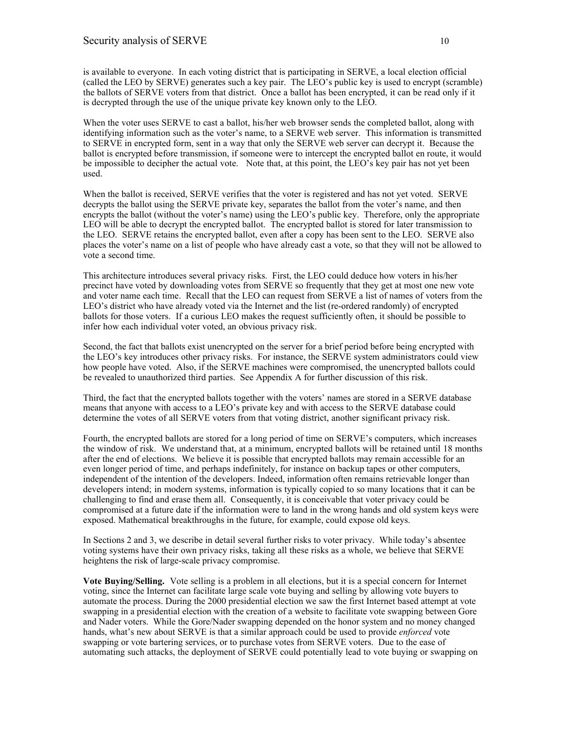is available to everyone. In each voting district that is participating in SERVE, a local election official (called the LEO by SERVE) generates such a key pair. The LEO's public key is used to encrypt (scramble) the ballots of SERVE voters from that district. Once a ballot has been encrypted, it can be read only if it is decrypted through the use of the unique private key known only to the LEO.

When the voter uses SERVE to cast a ballot, his/her web browser sends the completed ballot, along with identifying information such as the voter's name, to a SERVE web server. This information is transmitted to SERVE in encrypted form, sent in a way that only the SERVE web server can decrypt it. Because the ballot is encrypted before transmission, if someone were to intercept the encrypted ballot en route, it would be impossible to decipher the actual vote. Note that, at this point, the LEO's key pair has not yet been used.

When the ballot is received, SERVE verifies that the voter is registered and has not yet voted. SERVE decrypts the ballot using the SERVE private key, separates the ballot from the voter's name, and then encrypts the ballot (without the voter's name) using the LEO's public key. Therefore, only the appropriate LEO will be able to decrypt the encrypted ballot. The encrypted ballot is stored for later transmission to the LEO. SERVE retains the encrypted ballot, even after a copy has been sent to the LEO. SERVE also places the voter's name on a list of people who have already cast a vote, so that they will not be allowed to vote a second time.

This architecture introduces several privacy risks. First, the LEO could deduce how voters in his/her precinct have voted by downloading votes from SERVE so frequently that they get at most one new vote and voter name each time. Recall that the LEO can request from SERVE a list of names of voters from the LEO's district who have already voted via the Internet and the list (re-ordered randomly) of encrypted ballots for those voters. If a curious LEO makes the request sufficiently often, it should be possible to infer how each individual voter voted, an obvious privacy risk.

Second, the fact that ballots exist unencrypted on the server for a brief period before being encrypted with the LEO's key introduces other privacy risks. For instance, the SERVE system administrators could view how people have voted. Also, if the SERVE machines were compromised, the unencrypted ballots could be revealed to unauthorized third parties. See Appendix A for further discussion of this risk.

Third, the fact that the encrypted ballots together with the voters' names are stored in a SERVE database means that anyone with access to a LEO's private key and with access to the SERVE database could determine the votes of all SERVE voters from that voting district, another significant privacy risk.

Fourth, the encrypted ballots are stored for a long period of time on SERVE's computers, which increases the window of risk. We understand that, at a minimum, encrypted ballots will be retained until 18 months after the end of elections. We believe it is possible that encrypted ballots may remain accessible for an even longer period of time, and perhaps indefinitely, for instance on backup tapes or other computers, independent of the intention of the developers. Indeed, information often remains retrievable longer than developers intend; in modern systems, information is typically copied to so many locations that it can be challenging to find and erase them all. Consequently, it is conceivable that voter privacy could be compromised at a future date if the information were to land in the wrong hands and old system keys were exposed. Mathematical breakthroughs in the future, for example, could expose old keys.

In Sections 2 and 3, we describe in detail several further risks to voter privacy. While today's absentee voting systems have their own privacy risks, taking all these risks as a whole, we believe that SERVE heightens the risk of large-scale privacy compromise.

**Vote Buying/Selling.** Vote selling is a problem in all elections, but it is a special concern for Internet voting, since the Internet can facilitate large scale vote buying and selling by allowing vote buyers to automate the process. During the 2000 presidential election we saw the first Internet based attempt at vote swapping in a presidential election with the creation of a website to facilitate vote swapping between Gore and Nader voters. While the Gore/Nader swapping depended on the honor system and no money changed hands, what's new about SERVE is that a similar approach could be used to provide *enforced* vote swapping or vote bartering services, or to purchase votes from SERVE voters. Due to the ease of automating such attacks, the deployment of SERVE could potentially lead to vote buying or swapping on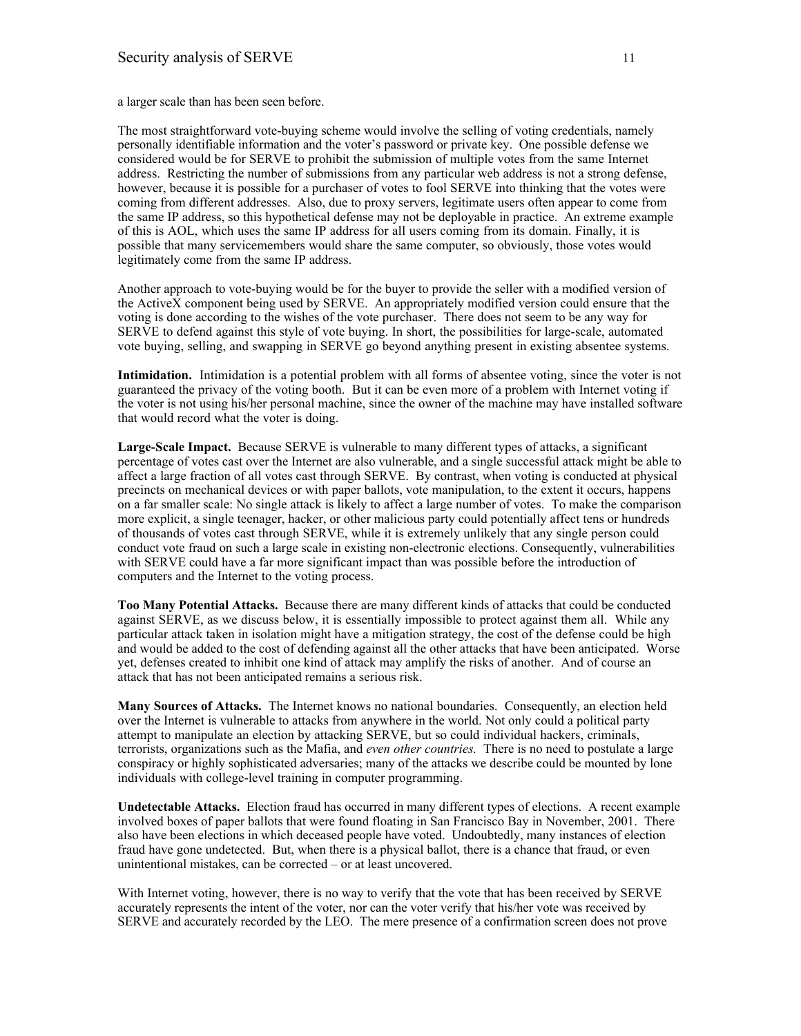a larger scale than has been seen before.

The most straightforward vote-buying scheme would involve the selling of voting credentials, namely personally identifiable information and the voter's password or private key. One possible defense we considered would be for SERVE to prohibit the submission of multiple votes from the same Internet address. Restricting the number of submissions from any particular web address is not a strong defense, however, because it is possible for a purchaser of votes to fool SERVE into thinking that the votes were coming from different addresses. Also, due to proxy servers, legitimate users often appear to come from the same IP address, so this hypothetical defense may not be deployable in practice. An extreme example of this is AOL, which uses the same IP address for all users coming from its domain. Finally, it is possible that many servicemembers would share the same computer, so obviously, those votes would legitimately come from the same IP address.

Another approach to vote-buying would be for the buyer to provide the seller with a modified version of the ActiveX component being used by SERVE. An appropriately modified version could ensure that the voting is done according to the wishes of the vote purchaser. There does not seem to be any way for SERVE to defend against this style of vote buying. In short, the possibilities for large-scale, automated vote buying, selling, and swapping in SERVE go beyond anything present in existing absentee systems.

**Intimidation.** Intimidation is a potential problem with all forms of absentee voting, since the voter is not guaranteed the privacy of the voting booth. But it can be even more of a problem with Internet voting if the voter is not using his/her personal machine, since the owner of the machine may have installed software that would record what the voter is doing.

**Large-Scale Impact.** Because SERVE is vulnerable to many different types of attacks, a significant percentage of votes cast over the Internet are also vulnerable, and a single successful attack might be able to affect a large fraction of all votes cast through SERVE. By contrast, when voting is conducted at physical precincts on mechanical devices or with paper ballots, vote manipulation, to the extent it occurs, happens on a far smaller scale: No single attack is likely to affect a large number of votes. To make the comparison more explicit, a single teenager, hacker, or other malicious party could potentially affect tens or hundreds of thousands of votes cast through SERVE, while it is extremely unlikely that any single person could conduct vote fraud on such a large scale in existing non-electronic elections. Consequently, vulnerabilities with SERVE could have a far more significant impact than was possible before the introduction of computers and the Internet to the voting process.

**Too Many Potential Attacks.** Because there are many different kinds of attacks that could be conducted against SERVE, as we discuss below, it is essentially impossible to protect against them all. While any particular attack taken in isolation might have a mitigation strategy, the cost of the defense could be high and would be added to the cost of defending against all the other attacks that have been anticipated. Worse yet, defenses created to inhibit one kind of attack may amplify the risks of another. And of course an attack that has not been anticipated remains a serious risk.

**Many Sources of Attacks.** The Internet knows no national boundaries. Consequently, an election held over the Internet is vulnerable to attacks from anywhere in the world. Not only could a political party attempt to manipulate an election by attacking SERVE, but so could individual hackers, criminals, terrorists, organizations such as the Mafia, and *even other countries.* There is no need to postulate a large conspiracy or highly sophisticated adversaries; many of the attacks we describe could be mounted by lone individuals with college-level training in computer programming.

**Undetectable Attacks.** Election fraud has occurred in many different types of elections. A recent example involved boxes of paper ballots that were found floating in San Francisco Bay in November, 2001. There also have been elections in which deceased people have voted. Undoubtedly, many instances of election fraud have gone undetected. But, when there is a physical ballot, there is a chance that fraud, or even unintentional mistakes, can be corrected – or at least uncovered.

With Internet voting, however, there is no way to verify that the vote that has been received by SERVE accurately represents the intent of the voter, nor can the voter verify that his/her vote was received by SERVE and accurately recorded by the LEO. The mere presence of a confirmation screen does not prove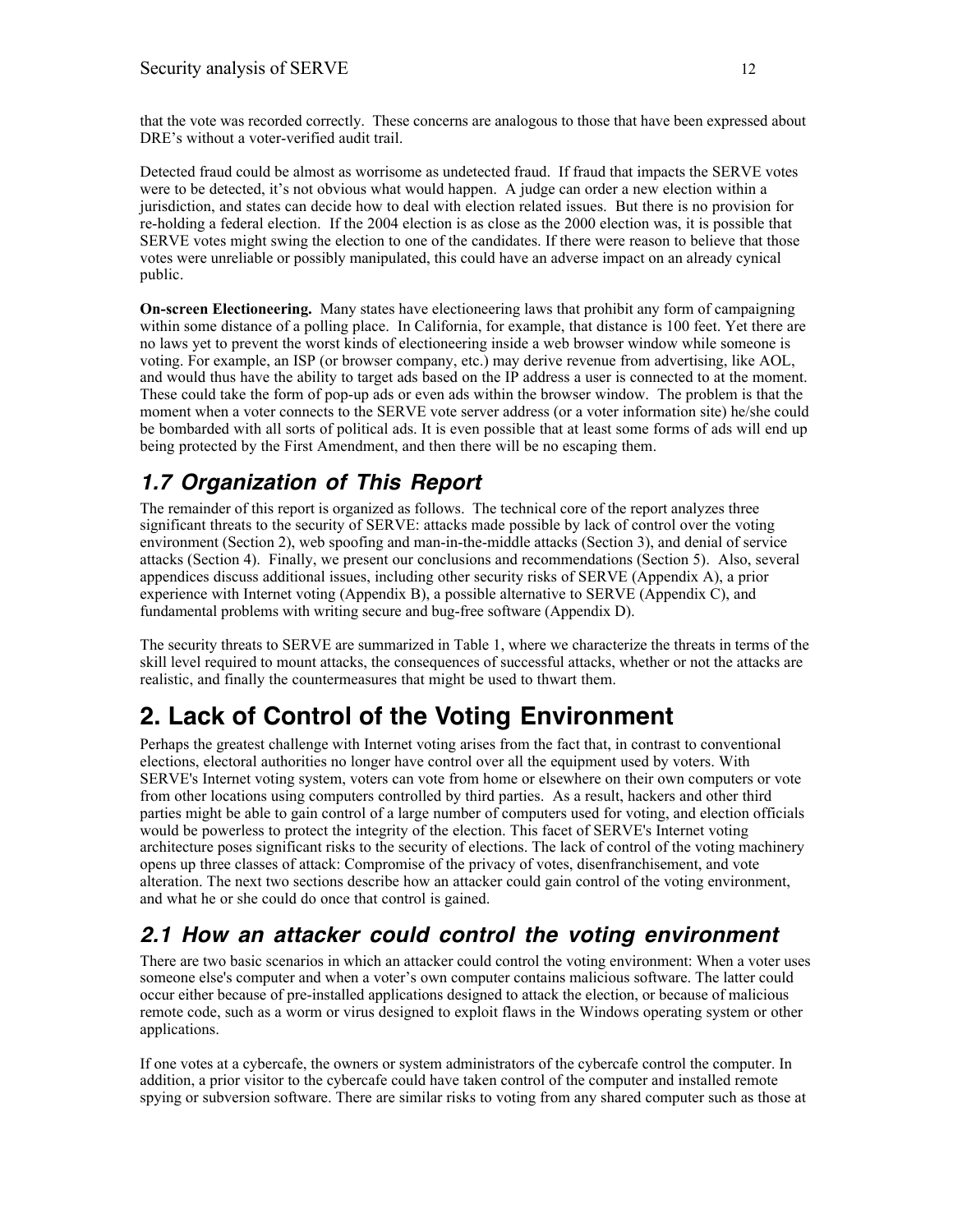that the vote was recorded correctly. These concerns are analogous to those that have been expressed about DRE's without a voter-verified audit trail.

Detected fraud could be almost as worrisome as undetected fraud. If fraud that impacts the SERVE votes were to be detected, it's not obvious what would happen. A judge can order a new election within a jurisdiction, and states can decide how to deal with election related issues. But there is no provision for re-holding a federal election. If the 2004 election is as close as the 2000 election was, it is possible that SERVE votes might swing the election to one of the candidates. If there were reason to believe that those votes were unreliable or possibly manipulated, this could have an adverse impact on an already cynical public.

**On-screen Electioneering.** Many states have electioneering laws that prohibit any form of campaigning within some distance of a polling place. In California, for example, that distance is 100 feet. Yet there are no laws yet to prevent the worst kinds of electioneering inside a web browser window while someone is voting. For example, an ISP (or browser company, etc.) may derive revenue from advertising, like AOL, and would thus have the ability to target ads based on the IP address a user is connected to at the moment. These could take the form of pop-up ads or even ads within the browser window. The problem is that the moment when a voter connects to the SERVE vote server address (or a voter information site) he/she could be bombarded with all sorts of political ads. It is even possible that at least some forms of ads will end up being protected by the First Amendment, and then there will be no escaping them.

## *1.7 Organization of This Report*

The remainder of this report is organized as follows. The technical core of the report analyzes three significant threats to the security of SERVE: attacks made possible by lack of control over the voting environment (Section 2), web spoofing and man-in-the-middle attacks (Section 3), and denial of service attacks (Section 4). Finally, we present our conclusions and recommendations (Section 5). Also, several appendices discuss additional issues, including other security risks of SERVE (Appendix A), a prior experience with Internet voting (Appendix B), a possible alternative to SERVE (Appendix C), and fundamental problems with writing secure and bug-free software (Appendix D).

The security threats to SERVE are summarized in Table 1, where we characterize the threats in terms of the skill level required to mount attacks, the consequences of successful attacks, whether or not the attacks are realistic, and finally the countermeasures that might be used to thwart them.

# 2. Lack of Control of the Voting Environment

Perhaps the greatest challenge with Internet voting arises from the fact that, in contrast to conventional elections, electoral authorities no longer have control over all the equipment used by voters. With SERVE's Internet voting system, voters can vote from home or elsewhere on their own computers or vote from other locations using computers controlled by third parties. As a result, hackers and other third parties might be able to gain control of a large number of computers used for voting, and election officials would be powerless to protect the integrity of the election. This facet of SERVE's Internet voting architecture poses significant risks to the security of elections. The lack of control of the voting machinery opens up three classes of attack: Compromise of the privacy of votes, disenfranchisement, and vote alteration. The next two sections describe how an attacker could gain control of the voting environment, and what he or she could do once that control is gained.

## *2.1 How an attacker could control the voting environment*

There are two basic scenarios in which an attacker could control the voting environment: When a voter uses someone else's computer and when a voter's own computer contains malicious software. The latter could occur either because of pre-installed applications designed to attack the election, or because of malicious remote code, such as a worm or virus designed to exploit flaws in the Windows operating system or other applications.

If one votes at a cybercafe, the owners or system administrators of the cybercafe control the computer. In addition, a prior visitor to the cybercafe could have taken control of the computer and installed remote spying or subversion software. There are similar risks to voting from any shared computer such as those at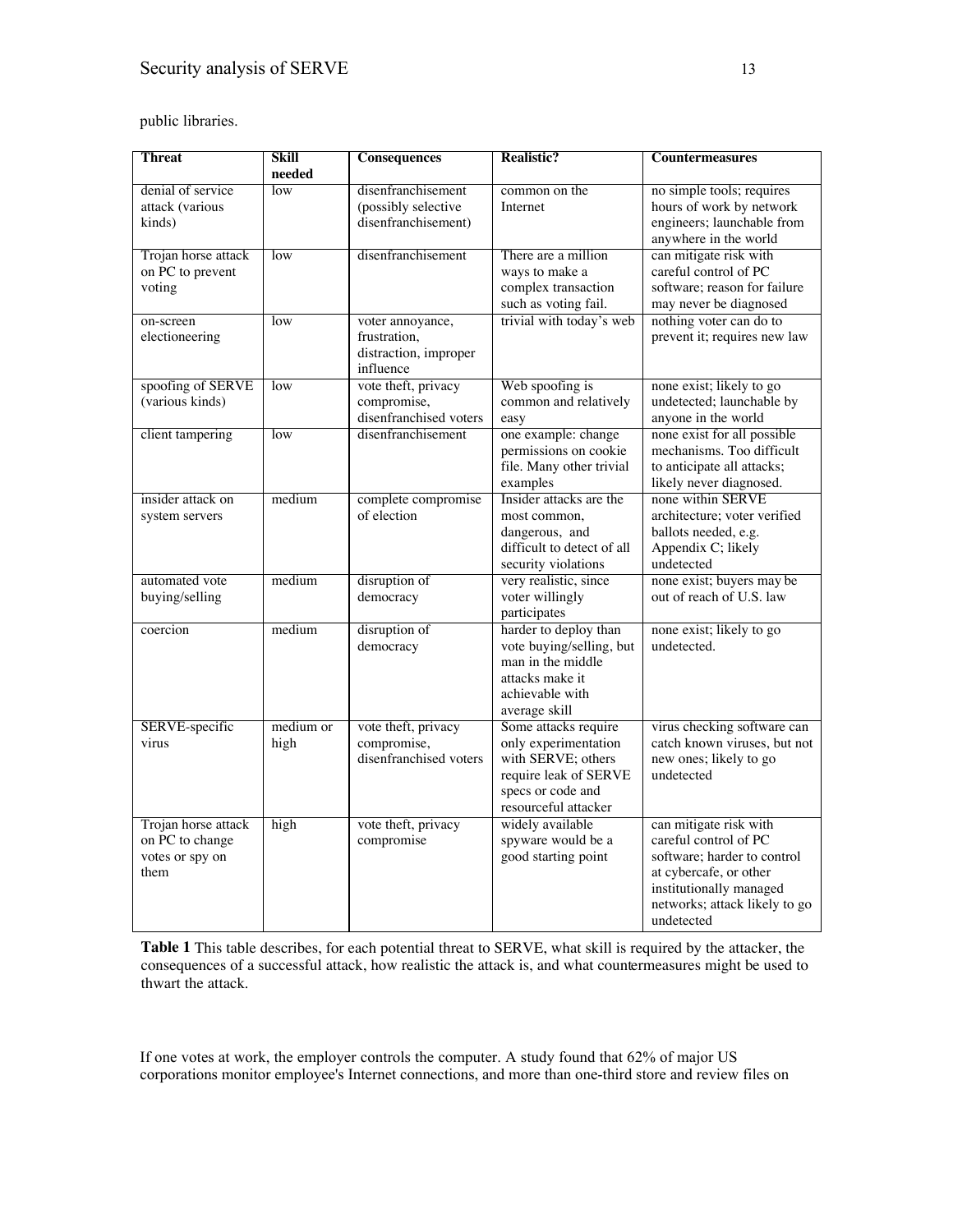public libraries.

| Threat | Skill needed | Consequences | Realistic? | Countermeasures |
| --- | --- | --- | --- | --- |
| denial of service attack (various kinds) | low | disenfranchisement (possibly selective disenfranchisement) | common on the Internet | no simple tools; requires hours of work by network engineers; launchable from anywhere in the world |
| Trojan horse attack on PC to prevent voting | low | disenfranchisement | There are a million ways to make a complex transaction such as voting fail. | can mitigate risk with careful control of PC software; reason for failure may never be diagnosed |
| on-screen electioneering | low | voter annoyance, frustration, distraction, improper influence | trivial with today's web | nothing voter can do to prevent it; requires new law |
| spoofing of SERVE (various kinds) | low | vote theft, privacy compromise, disenfranchised voters | Web spoofing is common and relatively easy | none exist; likely to go undetected; launchable by anyone in the world |
| client tampering | low | disenfranchisement | one example: change permissions on cookie file. Many other trivial examples | none exist for all possible mechanisms. Too difficult to anticipate all attacks; likely never diagnosed. |
| insider attack on system servers | medium | complete compromise of election | Insider attacks are the most common, dangerous, and difficult to detect of all security violations | none within SERVE architecture; voter verified ballots needed, e.g. Appendix C; likely undetected |
| automated vote buying/selling | medium | disruption of democracy | very realistic, since voter willingly participates | none exist; buyers may be out of reach of U.S. law |
| coercion | medium | disruption of democracy | harder to deploy than vote buying/selling, but man in the middle attacks make it achievable with average skill | none exist; likely to go undetected. |
| SERVE-specific virus | medium or high | vote theft, privacy compromise, disenfranchised voters | Some attacks require only experimentation with SERVE; others require leak of SERVE specs or code and resourceful attacker | virus checking software can catch known viruses, but not new ones; likely to go undetected |
| Trojan horse attack on PC to change votes or spy on them | high | vote theft, privacy compromise | widely available spyware would be a good starting point | can mitigate risk with careful control of PC software; harder to control at cybercafe, or other institutionally managed networks; attack likely to go undetected |

**Table 1** This table describes, for each potential threat to SERVE, what skill is required by the attacker, the consequences of a successful attack, how realistic the attack is, and what countermeasures might be used to thwart the attack.

If one votes at work, the employer controls the computer. A study found that 62% of major US corporations monitor employee's Internet connections, and more than one-third store and review files on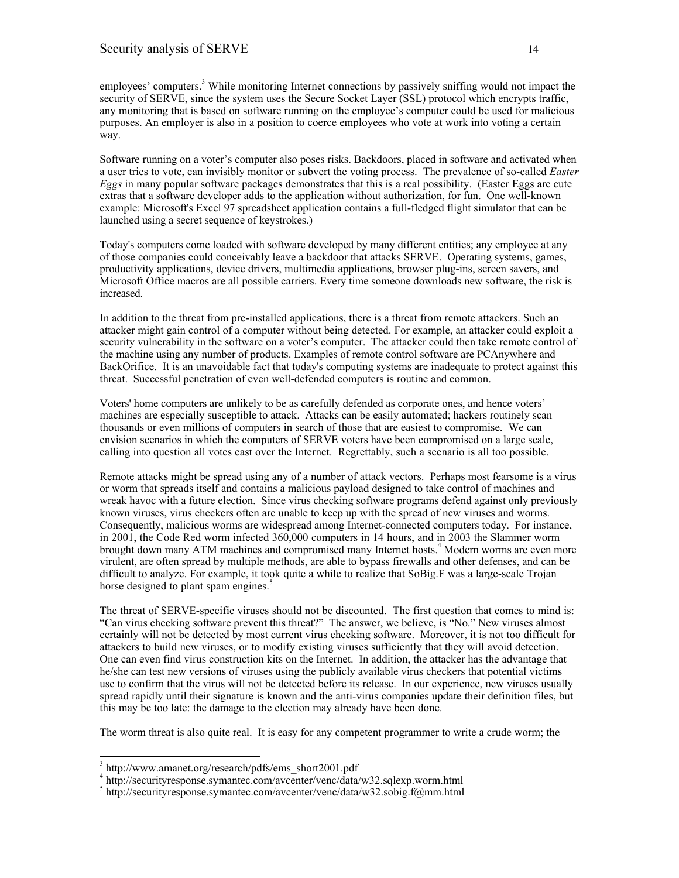employees' computers.[3] While monitoring Internet connections by passively sniffing would not impact the security of SERVE, since the system uses the Secure Socket Layer (SSL) protocol which encrypts traffic, any monitoring that is based on software running on the employee's computer could be used for malicious purposes. An employer is also in a position to coerce employees who vote at work into voting a certain way.

Software running on a voter's computer also poses risks. Backdoors, placed in software and activated when a user tries to vote, can invisibly monitor or subvert the voting process. The prevalence of so-called *Easter Eggs* in many popular software packages demonstrates that this is a real possibility. (Easter Eggs are cute extras that a software developer adds to the application without authorization, for fun. One well-known example: Microsoft's Excel 97 spreadsheet application contains a full-fledged flight simulator that can be launched using a secret sequence of keystrokes.)

Today's computers come loaded with software developed by many different entities; any employee at any of those companies could conceivably leave a backdoor that attacks SERVE. Operating systems, games, productivity applications, device drivers, multimedia applications, browser plug-ins, screen savers, and Microsoft Office macros are all possible carriers. Every time someone downloads new software, the risk is increased.

In addition to the threat from pre-installed applications, there is a threat from remote attackers. Such an attacker might gain control of a computer without being detected. For example, an attacker could exploit a security vulnerability in the software on a voter's computer. The attacker could then take remote control of the machine using any number of products. Examples of remote control software are PCAnywhere and BackOrifice. It is an unavoidable fact that today's computing systems are inadequate to protect against this threat. Successful penetration of even well-defended computers is routine and common.

Voters' home computers are unlikely to be as carefully defended as corporate ones, and hence voters' machines are especially susceptible to attack. Attacks can be easily automated; hackers routinely scan thousands or even millions of computers in search of those that are easiest to compromise. We can envision scenarios in which the computers of SERVE voters have been compromised on a large scale, calling into question all votes cast over the Internet. Regrettably, such a scenario is all too possible.

Remote attacks might be spread using any of a number of attack vectors. Perhaps most fearsome is a virus or worm that spreads itself and contains a malicious payload designed to take control of machines and wreak havoc with a future election. Since virus checking software programs defend against only previously known viruses, virus checkers often are unable to keep up with the spread of new viruses and worms. Consequently, malicious worms are widespread among Internet-connected computers today. For instance, in 2001, the Code Red worm infected 360,000 computers in 14 hours, and in 2003 the Slammer worm brought down many ATM machines and compromised many Internet hosts.[4] Modern worms are even more virulent, are often spread by multiple methods, are able to bypass firewalls and other defenses, and can be difficult to analyze. For example, it took quite a while to realize that SoBig.F was a large-scale Trojan horse designed to plant spam engines.[5]

The threat of SERVE-specific viruses should not be discounted. The first question that comes to mind is: "Can virus checking software prevent this threat?" The answer, we believe, is "No." New viruses almost certainly will not be detected by most current virus checking software. Moreover, it is not too difficult for attackers to build new viruses, or to modify existing viruses sufficiently that they will avoid detection. One can even find virus construction kits on the Internet. In addition, the attacker has the advantage that he/she can test new versions of viruses using the publicly available virus checkers that potential victims use to confirm that the virus will not be detected before its release. In our experience, new viruses usually spread rapidly until their signature is known and the anti-virus companies update their definition files, but this may be too late: the damage to the election may already have been done.

The worm threat is also quite real. It is easy for any competent programmer to write a crude worm; the

---

[3] http://www.amanet.org/research/pdfs/ems_short2001.pdf

[4] http://securityresponse.symantec.com/avcenter/venc/data/w32.sqlexp.worm.html

[5] http://securityresponse.symantec.com/avcenter/venc/data/w32.sobig.f@mm.html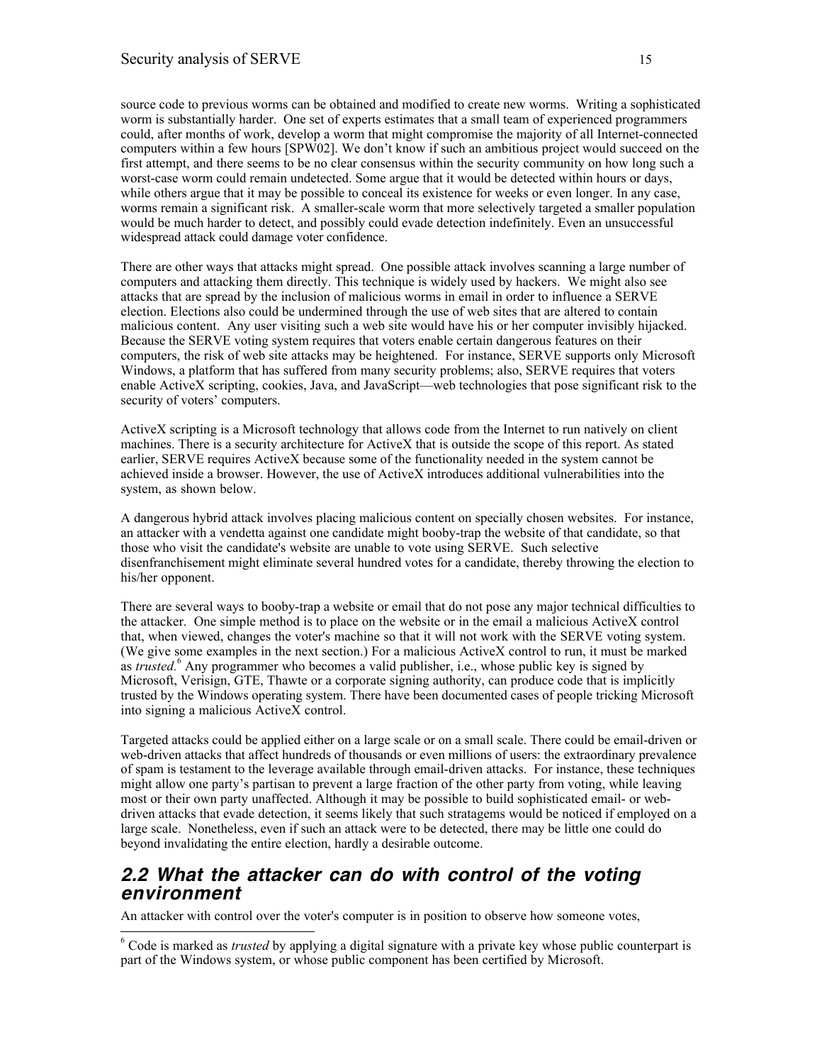source code to previous worms can be obtained and modified to create new worms. Writing a sophisticated worm is substantially harder. One set of experts estimates that a small team of experienced programmers could, after months of work, develop a worm that might compromise the majority of all Internet-connected computers within a few hours [SPW02]. We don't know if such an ambitious project would succeed on the first attempt, and there seems to be no clear consensus within the security community on how long such a worst-case worm could remain undetected. Some argue that it would be detected within hours or days, while others argue that it may be possible to conceal its existence for weeks or even longer. In any case, worms remain a significant risk. A smaller-scale worm that more selectively targeted a smaller population would be much harder to detect, and possibly could evade detection indefinitely. Even an unsuccessful widespread attack could damage voter confidence.

There are other ways that attacks might spread. One possible attack involves scanning a large number of computers and attacking them directly. This technique is widely used by hackers. We might also see attacks that are spread by the inclusion of malicious worms in email in order to influence a SERVE election. Elections also could be undermined through the use of web sites that are altered to contain malicious content. Any user visiting such a web site would have his or her computer invisibly hijacked. Because the SERVE voting system requires that voters enable certain dangerous features on their computers, the risk of web site attacks may be heightened. For instance, SERVE supports only Microsoft Windows, a platform that has suffered from many security problems; also, SERVE requires that voters enable ActiveX scripting, cookies, Java, and JavaScript—web technologies that pose significant risk to the security of voters' computers.

ActiveX scripting is a Microsoft technology that allows code from the Internet to run natively on client machines. There is a security architecture for ActiveX that is outside the scope of this report. As stated earlier, SERVE requires ActiveX because some of the functionality needed in the system cannot be achieved inside a browser. However, the use of ActiveX introduces additional vulnerabilities into the system, as shown below.

A dangerous hybrid attack involves placing malicious content on specially chosen websites. For instance, an attacker with a vendetta against one candidate might booby-trap the website of that candidate, so that those who visit the candidate's website are unable to vote using SERVE. Such selective disenfranchisement might eliminate several hundred votes for a candidate, thereby throwing the election to his/her opponent.

There are several ways to booby-trap a website or email that do not pose any major technical difficulties to the attacker. One simple method is to place on the website or in the email a malicious ActiveX control that, when viewed, changes the voter's machine so that it will not work with the SERVE voting system. (We give some examples in the next section.) For a malicious ActiveX control to run, it must be marked as *trusted.*[6] Any programmer who becomes a valid publisher, i.e., whose public key is signed by Microsoft, Verisign, GTE, Thawte or a corporate signing authority, can produce code that is implicitly trusted by the Windows operating system. There have been documented cases of people tricking Microsoft into signing a malicious ActiveX control.

Targeted attacks could be applied either on a large scale or on a small scale. There could be email-driven or web-driven attacks that affect hundreds of thousands or even millions of users: the extraordinary prevalence of spam is testament to the leverage available through email-driven attacks. For instance, these techniques might allow one party's partisan to prevent a large fraction of the other party from voting, while leaving most or their own party unaffected. Although it may be possible to build sophisticated email- or web-driven attacks that evade detection, it seems likely that such stratagems would be noticed if employed on a large scale. Nonetheless, even if such an attack were to be detected, there may be little one could do beyond invalidating the entire election, hardly a desirable outcome.

## 2.2 What the attacker can do with control of the voting environment

An attacker with control over the voter's computer is in position to observe how someone votes,

[6] Code is marked as *trusted* by applying a digital signature with a private key whose public counterpart is part of the Windows system, or whose public component has been certified by Microsoft.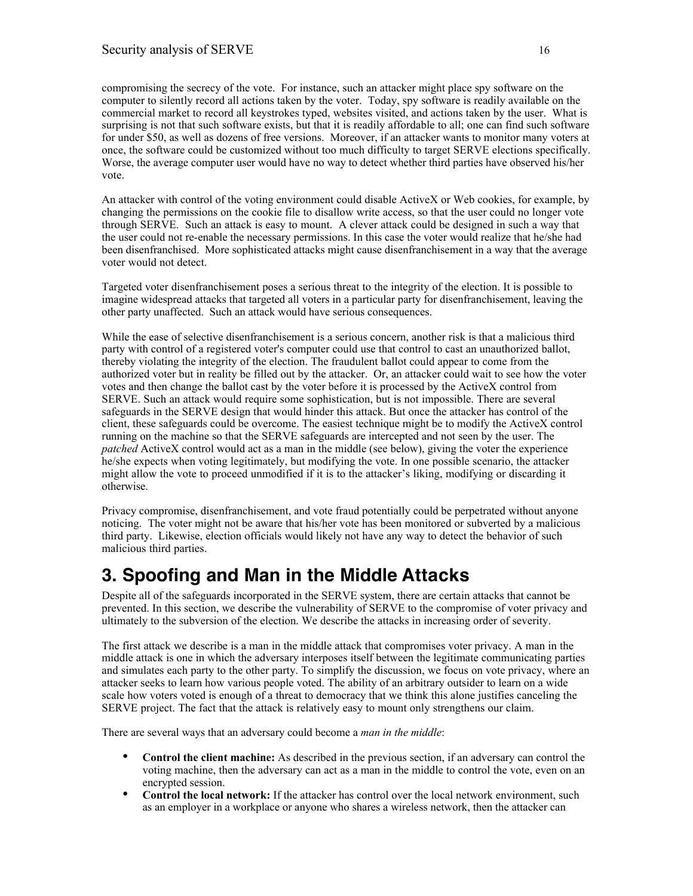compromising the secrecy of the vote. For instance, such an attacker might place spy software on the computer to silently record all actions taken by the voter. Today, spy software is readily available on the commercial market to record all keystrokes typed, websites visited, and actions taken by the user. What is surprising is not that such software exists, but that it is readily affordable to all; one can find such software for under $50, as well as dozens of free versions. Moreover, if an attacker wants to monitor many voters at once, the software could be customized without too much difficulty to target SERVE elections specifically. Worse, the average computer user would have no way to detect whether third parties have observed his/her vote.

An attacker with control of the voting environment could disable ActiveX or Web cookies, for example, by changing the permissions on the cookie file to disallow write access, so that the user could no longer vote through SERVE. Such an attack is easy to mount. A clever attack could be designed in such a way that the user could not re-enable the necessary permissions. In this case the voter would realize that he/she had been disenfranchised. More sophisticated attacks might cause disenfranchisement in a way that the average voter would not detect.

Targeted voter disenfranchisement poses a serious threat to the integrity of the election. It is possible to imagine widespread attacks that targeted all voters in a particular party for disenfranchisement, leaving the other party unaffected. Such an attack would have serious consequences.

While the ease of selective disenfranchisement is a serious concern, another risk is that a malicious third party with control of a registered voter's computer could use that control to cast an unauthorized ballot, thereby violating the integrity of the election. The fraudulent ballot could appear to come from the authorized voter but in reality be filled out by the attacker. Or, an attacker could wait to see how the voter votes and then change the ballot cast by the voter before it is processed by the ActiveX control from SERVE. Such an attack would require some sophistication, but is not impossible. There are several safeguards in the SERVE design that would hinder this attack. But once the attacker has control of the client, these safeguards could be overcome. The easiest technique might be to modify the ActiveX control running on the machine so that the SERVE safeguards are intercepted and not seen by the user. The *patched* ActiveX control would act as a man in the middle (see below), giving the voter the experience he/she expects when voting legitimately, but modifying the vote. In one possible scenario, the attacker might allow the vote to proceed unmodified if it is to the attacker's liking, modifying or discarding it otherwise.

Privacy compromise, disenfranchisement, and vote fraud potentially could be perpetrated without anyone noticing. The voter might not be aware that his/her vote has been monitored or subverted by a malicious third party. Likewise, election officials would likely not have any way to detect the behavior of such malicious third parties.

# 3. Spoofing and Man in the Middle Attacks

Despite all of the safeguards incorporated in the SERVE system, there are certain attacks that cannot be prevented. In this section, we describe the vulnerability of SERVE to the compromise of voter privacy and ultimately to the subversion of the election. We describe the attacks in increasing order of severity.

The first attack we describe is a man in the middle attack that compromises voter privacy. A man in the middle attack is one in which the adversary interposes itself between the legitimate communicating parties and simulates each party to the other party. To simplify the discussion, we focus on vote privacy, where an attacker seeks to learn how various people voted. The ability of an arbitrary outsider to learn on a wide scale how voters voted is enough of a threat to democracy that we think this alone justifies canceling the SERVE project. The fact that the attack is relatively easy to mount only strengthens our claim.

There are several ways that an adversary could become a *man in the middle*:

- **Control the client machine:** As described in the previous section, if an adversary can control the voting machine, then the adversary can act as a man in the middle to control the vote, even on an encrypted session.
- **Control the local network:** If the attacker has control over the local network environment, such as an employer in a workplace or anyone who shares a wireless network, then the attacker can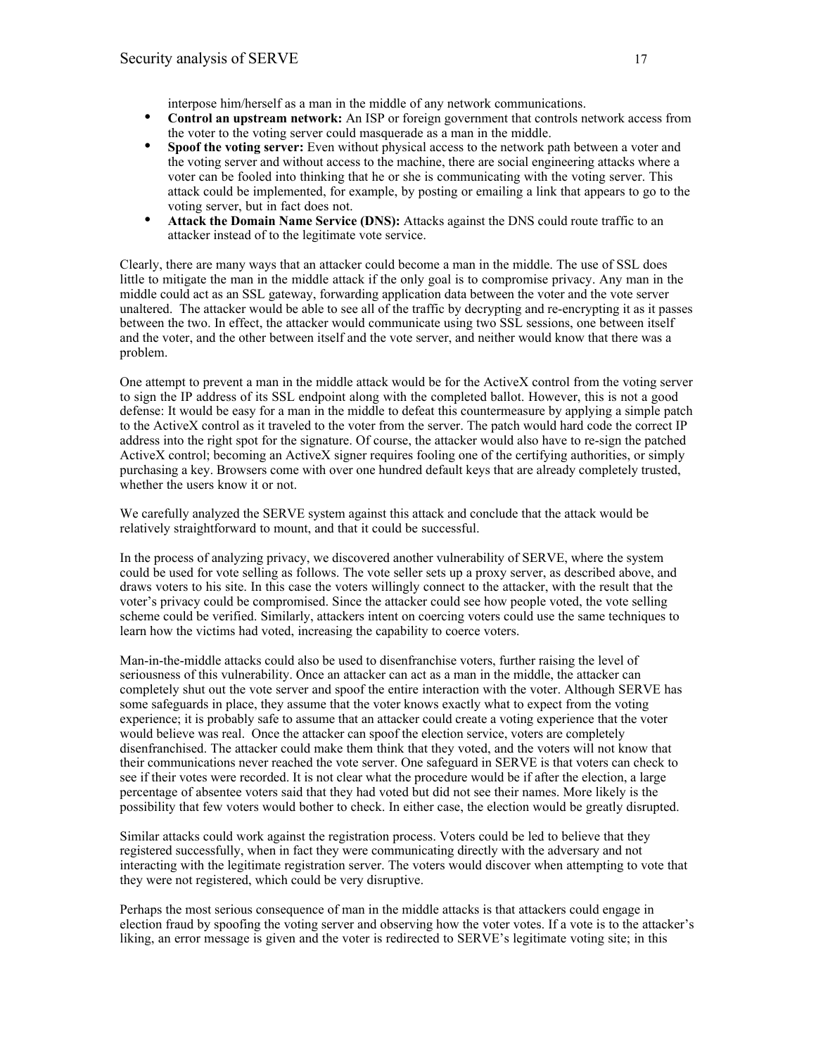interpose him/herself as a man in the middle of any network communications.

- **Control an upstream network:** An ISP or foreign government that controls network access from the voter to the voting server could masquerade as a man in the middle.
- **Spoof the voting server:** Even without physical access to the network path between a voter and the voting server and without access to the machine, there are social engineering attacks where a voter can be fooled into thinking that he or she is communicating with the voting server. This attack could be implemented, for example, by posting or emailing a link that appears to go to the voting server, but in fact does not.
- **Attack the Domain Name Service (DNS):** Attacks against the DNS could route traffic to an attacker instead of to the legitimate vote service.

Clearly, there are many ways that an attacker could become a man in the middle. The use of SSL does little to mitigate the man in the middle attack if the only goal is to compromise privacy. Any man in the middle could act as an SSL gateway, forwarding application data between the voter and the vote server unaltered. The attacker would be able to see all of the traffic by decrypting and re-encrypting it as it passes between the two. In effect, the attacker would communicate using two SSL sessions, one between itself and the voter, and the other between itself and the vote server, and neither would know that there was a problem.

One attempt to prevent a man in the middle attack would be for the ActiveX control from the voting server to sign the IP address of its SSL endpoint along with the completed ballot. However, this is not a good defense: It would be easy for a man in the middle to defeat this countermeasure by applying a simple patch to the ActiveX control as it traveled to the voter from the server. The patch would hard code the correct IP address into the right spot for the signature. Of course, the attacker would also have to re-sign the patched ActiveX control; becoming an ActiveX signer requires fooling one of the certifying authorities, or simply purchasing a key. Browsers come with over one hundred default keys that are already completely trusted, whether the users know it or not.

We carefully analyzed the SERVE system against this attack and conclude that the attack would be relatively straightforward to mount, and that it could be successful.

In the process of analyzing privacy, we discovered another vulnerability of SERVE, where the system could be used for vote selling as follows. The vote seller sets up a proxy server, as described above, and draws voters to his site. In this case the voters willingly connect to the attacker, with the result that the voter's privacy could be compromised. Since the attacker could see how people voted, the vote selling scheme could be verified. Similarly, attackers intent on coercing voters could use the same techniques to learn how the victims had voted, increasing the capability to coerce voters.

Man-in-the-middle attacks could also be used to disenfranchise voters, further raising the level of seriousness of this vulnerability. Once an attacker can act as a man in the middle, the attacker can completely shut out the vote server and spoof the entire interaction with the voter. Although SERVE has some safeguards in place, they assume that the voter knows exactly what to expect from the voting experience; it is probably safe to assume that an attacker could create a voting experience that the voter would believe was real. Once the attacker can spoof the election service, voters are completely disenfranchised. The attacker could make them think that they voted, and the voters will not know that their communications never reached the vote server. One safeguard in SERVE is that voters can check to see if their votes were recorded. It is not clear what the procedure would be if after the election, a large percentage of absentee voters said that they had voted but did not see their names. More likely is the possibility that few voters would bother to check. In either case, the election would be greatly disrupted.

Similar attacks could work against the registration process. Voters could be led to believe that they registered successfully, when in fact they were communicating directly with the adversary and not interacting with the legitimate registration server. The voters would discover when attempting to vote that they were not registered, which could be very disruptive.

Perhaps the most serious consequence of man in the middle attacks is that attackers could engage in election fraud by spoofing the voting server and observing how the voter votes. If a vote is to the attacker's liking, an error message is given and the voter is redirected to SERVE's legitimate voting site; in this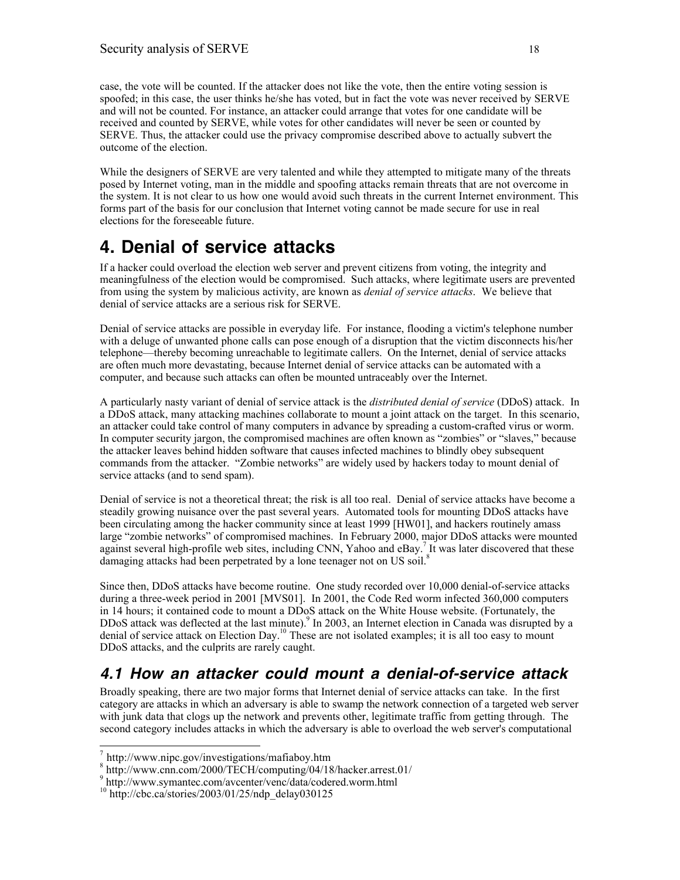case, the vote will be counted. If the attacker does not like the vote, then the entire voting session is spoofed; in this case, the user thinks he/she has voted, but in fact the vote was never received by SERVE and will not be counted. For instance, an attacker could arrange that votes for one candidate will be received and counted by SERVE, while votes for other candidates will never be seen or counted by SERVE. Thus, the attacker could use the privacy compromise described above to actually subvert the outcome of the election.

While the designers of SERVE are very talented and while they attempted to mitigate many of the threats posed by Internet voting, man in the middle and spoofing attacks remain threats that are not overcome in the system. It is not clear to us how one would avoid such threats in the current Internet environment. This forms part of the basis for our conclusion that Internet voting cannot be made secure for use in real elections for the foreseeable future.

# 4. Denial of service attacks

If a hacker could overload the election web server and prevent citizens from voting, the integrity and meaningfulness of the election would be compromised. Such attacks, where legitimate users are prevented from using the system by malicious activity, are known as *denial of service attacks*. We believe that denial of service attacks are a serious risk for SERVE.

Denial of service attacks are possible in everyday life. For instance, flooding a victim's telephone number with a deluge of unwanted phone calls can pose enough of a disruption that the victim disconnects his/her telephone—thereby becoming unreachable to legitimate callers. On the Internet, denial of service attacks are often much more devastating, because Internet denial of service attacks can be automated with a computer, and because such attacks can often be mounted untraceably over the Internet.

A particularly nasty variant of denial of service attack is the *distributed denial of service* (DDoS) attack. In a DDoS attack, many attacking machines collaborate to mount a joint attack on the target. In this scenario, an attacker could take control of many computers in advance by spreading a custom-crafted virus or worm. In computer security jargon, the compromised machines are often known as "zombies" or "slaves," because the attacker leaves behind hidden software that causes infected machines to blindly obey subsequent commands from the attacker. "Zombie networks" are widely used by hackers today to mount denial of service attacks (and to send spam).

Denial of service is not a theoretical threat; the risk is all too real. Denial of service attacks have become a steadily growing nuisance over the past several years. Automated tools for mounting DDoS attacks have been circulating among the hacker community since at least 1999 [HW01], and hackers routinely amass large "zombie networks" of compromised machines. In February 2000, major DDoS attacks were mounted against several high-profile web sites, including CNN, Yahoo and eBay.[7] It was later discovered that these damaging attacks had been perpetrated by a lone teenager not on US soil.[8]

Since then, DDoS attacks have become routine. One study recorded over 10,000 denial-of-service attacks during a three-week period in 2001 [MVS01]. In 2001, the Code Red worm infected 360,000 computers in 14 hours; it contained code to mount a DDoS attack on the White House website. (Fortunately, the DDoS attack was deflected at the last minute).[9] In 2003, an Internet election in Canada was disrupted by a denial of service attack on Election Day.[10] These are not isolated examples; it is all too easy to mount DDoS attacks, and the culprits are rarely caught.

## *4.1 How an attacker could mount a denial-of-service attack*

Broadly speaking, there are two major forms that Internet denial of service attacks can take. In the first category are attacks in which an adversary is able to swamp the network connection of a targeted web server with junk data that clogs up the network and prevents other, legitimate traffic from getting through. The second category includes attacks in which the adversary is able to overload the web server's computational

---

[7] http://www.nipc.gov/investigations/mafiaboy.htm

[8] http://www.cnn.com/2000/TECH/computing/04/18/hacker.arrest.01/

[9] http://www.symantec.com/avcenter/venc/data/codered.worm.html

[10] http://cbc.ca/stories/2003/01/25/ndp_delay030125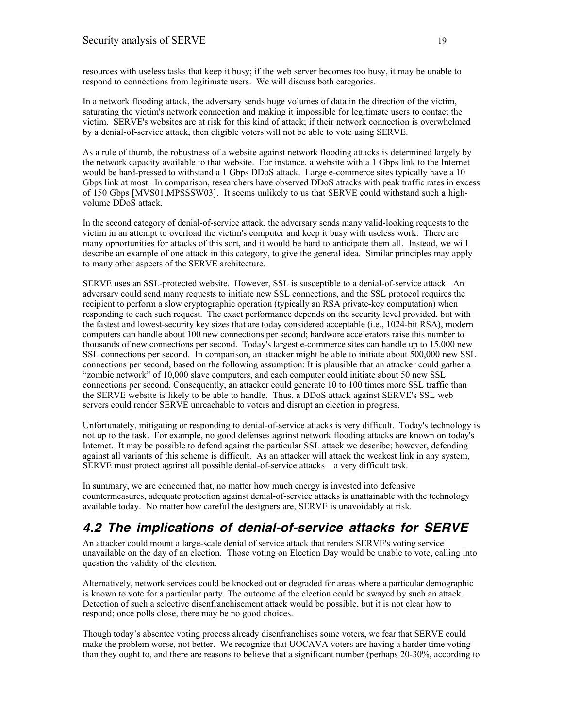resources with useless tasks that keep it busy; if the web server becomes too busy, it may be unable to respond to connections from legitimate users. We will discuss both categories.

In a network flooding attack, the adversary sends huge volumes of data in the direction of the victim, saturating the victim's network connection and making it impossible for legitimate users to contact the victim. SERVE's websites are at risk for this kind of attack; if their network connection is overwhelmed by a denial-of-service attack, then eligible voters will not be able to vote using SERVE.

As a rule of thumb, the robustness of a website against network flooding attacks is determined largely by the network capacity available to that website. For instance, a website with a 1 Gbps link to the Internet would be hard-pressed to withstand a 1 Gbps DDoS attack. Large e-commerce sites typically have a 10 Gbps link at most. In comparison, researchers have observed DDoS attacks with peak traffic rates in excess of 150 Gbps [MVS01,MPSSSW03]. It seems unlikely to us that SERVE could withstand such a high-volume DDoS attack.

In the second category of denial-of-service attack, the adversary sends many valid-looking requests to the victim in an attempt to overload the victim's computer and keep it busy with useless work. There are many opportunities for attacks of this sort, and it would be hard to anticipate them all. Instead, we will describe an example of one attack in this category, to give the general idea. Similar principles may apply to many other aspects of the SERVE architecture.

SERVE uses an SSL-protected website. However, SSL is susceptible to a denial-of-service attack. An adversary could send many requests to initiate new SSL connections, and the SSL protocol requires the recipient to perform a slow cryptographic operation (typically an RSA private-key computation) when responding to each such request. The exact performance depends on the security level provided, but with the fastest and lowest-security key sizes that are today considered acceptable (i.e., 1024-bit RSA), modern computers can handle about 100 new connections per second; hardware accelerators raise this number to thousands of new connections per second. Today's largest e-commerce sites can handle up to 15,000 new SSL connections per second. In comparison, an attacker might be able to initiate about 500,000 new SSL connections per second, based on the following assumption: It is plausible that an attacker could gather a "zombie network" of 10,000 slave computers, and each computer could initiate about 50 new SSL connections per second. Consequently, an attacker could generate 10 to 100 times more SSL traffic than the SERVE website is likely to be able to handle. Thus, a DDoS attack against SERVE's SSL web servers could render SERVE unreachable to voters and disrupt an election in progress.

Unfortunately, mitigating or responding to denial-of-service attacks is very difficult. Today's technology is not up to the task. For example, no good defenses against network flooding attacks are known on today's Internet. It may be possible to defend against the particular SSL attack we describe; however, defending against all variants of this scheme is difficult. As an attacker will attack the weakest link in any system, SERVE must protect against all possible denial-of-service attacks—a very difficult task.

In summary, we are concerned that, no matter how much energy is invested into defensive countermeasures, adequate protection against denial-of-service attacks is unattainable with the technology available today. No matter how careful the designers are, SERVE is unavoidably at risk.

## 4.2 The implications of denial-of-service attacks for SERVE

An attacker could mount a large-scale denial of service attack that renders SERVE's voting service unavailable on the day of an election. Those voting on Election Day would be unable to vote, calling into question the validity of the election.

Alternatively, network services could be knocked out or degraded for areas where a particular demographic is known to vote for a particular party. The outcome of the election could be swayed by such an attack. Detection of such a selective disenfranchisement attack would be possible, but it is not clear how to respond; once polls close, there may be no good choices.

Though today's absentee voting process already disenfranchises some voters, we fear that SERVE could make the problem worse, not better. We recognize that UOCAVA voters are having a harder time voting than they ought to, and there are reasons to believe that a significant number (perhaps 20-30%, according to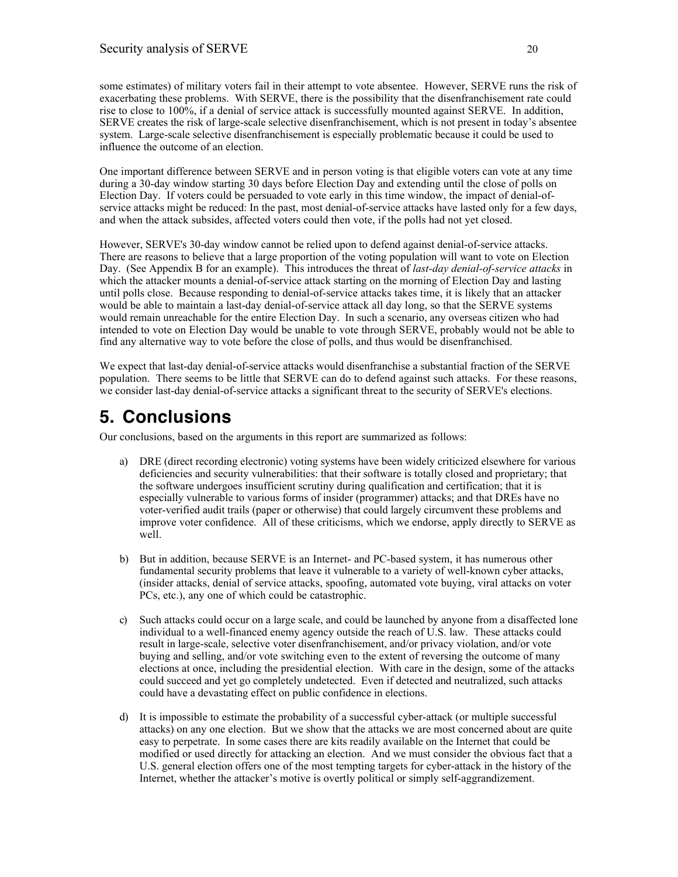some estimates) of military voters fail in their attempt to vote absentee. However, SERVE runs the risk of exacerbating these problems. With SERVE, there is the possibility that the disenfranchisement rate could rise to close to 100%, if a denial of service attack is successfully mounted against SERVE. In addition, SERVE creates the risk of large-scale selective disenfranchisement, which is not present in today's absentee system. Large-scale selective disenfranchisement is especially problematic because it could be used to influence the outcome of an election.

One important difference between SERVE and in person voting is that eligible voters can vote at any time during a 30-day window starting 30 days before Election Day and extending until the close of polls on Election Day. If voters could be persuaded to vote early in this time window, the impact of denial-of-service attacks might be reduced: In the past, most denial-of-service attacks have lasted only for a few days, and when the attack subsides, affected voters could then vote, if the polls had not yet closed.

However, SERVE's 30-day window cannot be relied upon to defend against denial-of-service attacks. There are reasons to believe that a large proportion of the voting population will want to vote on Election Day. (See Appendix B for an example). This introduces the threat of *last-day denial-of-service attacks* in which the attacker mounts a denial-of-service attack starting on the morning of Election Day and lasting until polls close. Because responding to denial-of-service attacks takes time, it is likely that an attacker would be able to maintain a last-day denial-of-service attack all day long, so that the SERVE systems would remain unreachable for the entire Election Day. In such a scenario, any overseas citizen who had intended to vote on Election Day would be unable to vote through SERVE, probably would not be able to find any alternative way to vote before the close of polls, and thus would be disenfranchised.

We expect that last-day denial-of-service attacks would disenfranchise a substantial fraction of the SERVE population. There seems to be little that SERVE can do to defend against such attacks. For these reasons, we consider last-day denial-of-service attacks a significant threat to the security of SERVE's elections.

# 5. Conclusions

Our conclusions, based on the arguments in this report are summarized as follows:

a) DRE (direct recording electronic) voting systems have been widely criticized elsewhere for various deficiencies and security vulnerabilities: that their software is totally closed and proprietary; that the software undergoes insufficient scrutiny during qualification and certification; that it is especially vulnerable to various forms of insider (programmer) attacks; and that DREs have no voter-verified audit trails (paper or otherwise) that could largely circumvent these problems and improve voter confidence. All of these criticisms, which we endorse, apply directly to SERVE as well.

b) But in addition, because SERVE is an Internet- and PC-based system, it has numerous other fundamental security problems that leave it vulnerable to a variety of well-known cyber attacks, (insider attacks, denial of service attacks, spoofing, automated vote buying, viral attacks on voter PCs, etc.), any one of which could be catastrophic.

c) Such attacks could occur on a large scale, and could be launched by anyone from a disaffected lone individual to a well-financed enemy agency outside the reach of U.S. law. These attacks could result in large-scale, selective voter disenfranchisement, and/or privacy violation, and/or vote buying and selling, and/or vote switching even to the extent of reversing the outcome of many elections at once, including the presidential election. With care in the design, some of the attacks could succeed and yet go completely undetected. Even if detected and neutralized, such attacks could have a devastating effect on public confidence in elections.

d) It is impossible to estimate the probability of a successful cyber-attack (or multiple successful attacks) on any one election. But we show that the attacks we are most concerned about are quite easy to perpetrate. In some cases there are kits readily available on the Internet that could be modified or used directly for attacking an election. And we must consider the obvious fact that a U.S. general election offers one of the most tempting targets for cyber-attack in the history of the Internet, whether the attacker's motive is overtly political or simply self-aggrandizement.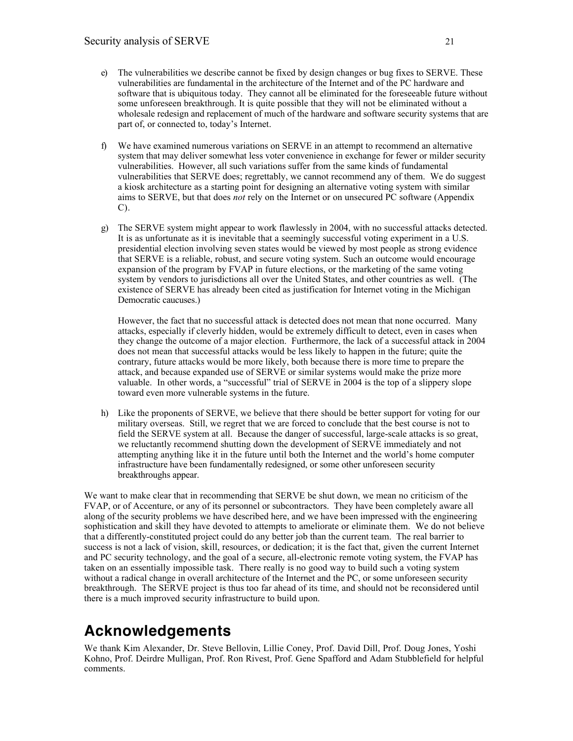e) The vulnerabilities we describe cannot be fixed by design changes or bug fixes to SERVE. These vulnerabilities are fundamental in the architecture of the Internet and of the PC hardware and software that is ubiquitous today. They cannot all be eliminated for the foreseeable future without some unforeseen breakthrough. It is quite possible that they will not be eliminated without a wholesale redesign and replacement of much of the hardware and software security systems that are part of, or connected to, today's Internet.

f) We have examined numerous variations on SERVE in an attempt to recommend an alternative system that may deliver somewhat less voter convenience in exchange for fewer or milder security vulnerabilities. However, all such variations suffer from the same kinds of fundamental vulnerabilities that SERVE does; regrettably, we cannot recommend any of them. We do suggest a kiosk architecture as a starting point for designing an alternative voting system with similar aims to SERVE, but that does *not* rely on the Internet or on unsecured PC software (Appendix C).

g) The SERVE system might appear to work flawlessly in 2004, with no successful attacks detected. It is as unfortunate as it is inevitable that a seemingly successful voting experiment in a U.S. presidential election involving seven states would be viewed by most people as strong evidence that SERVE is a reliable, robust, and secure voting system. Such an outcome would encourage expansion of the program by FVAP in future elections, or the marketing of the same voting system by vendors to jurisdictions all over the United States, and other countries as well. (The existence of SERVE has already been cited as justification for Internet voting in the Michigan Democratic caucuses.)

   However, the fact that no successful attack is detected does not mean that none occurred. Many attacks, especially if cleverly hidden, would be extremely difficult to detect, even in cases when they change the outcome of a major election. Furthermore, the lack of a successful attack in 2004 does not mean that successful attacks would be less likely to happen in the future; quite the contrary, future attacks would be more likely, both because there is more time to prepare the attack, and because expanded use of SERVE or similar systems would make the prize more valuable. In other words, a "successful" trial of SERVE in 2004 is the top of a slippery slope toward even more vulnerable systems in the future.

h) Like the proponents of SERVE, we believe that there should be better support for voting for our military overseas. Still, we regret that we are forced to conclude that the best course is not to field the SERVE system at all. Because the danger of successful, large-scale attacks is so great, we reluctantly recommend shutting down the development of SERVE immediately and not attempting anything like it in the future until both the Internet and the world's home computer infrastructure have been fundamentally redesigned, or some other unforeseen security breakthroughs appear.

We want to make clear that in recommending that SERVE be shut down, we mean no criticism of the FVAP, or of Accenture, or any of its personnel or subcontractors. They have been completely aware all along of the security problems we have described here, and we have been impressed with the engineering sophistication and skill they have devoted to attempts to ameliorate or eliminate them. We do not believe that a differently-constituted project could do any better job than the current team. The real barrier to success is not a lack of vision, skill, resources, or dedication; it is the fact that, given the current Internet and PC security technology, and the goal of a secure, all-electronic remote voting system, the FVAP has taken on an essentially impossible task. There really is no good way to build such a voting system without a radical change in overall architecture of the Internet and the PC, or some unforeseen security breakthrough. The SERVE project is thus too far ahead of its time, and should not be reconsidered until there is a much improved security infrastructure to build upon.

# Acknowledgements

We thank Kim Alexander, Dr. Steve Bellovin, Lillie Coney, Prof. David Dill, Prof. Doug Jones, Yoshi Kohno, Prof. Deirdre Mulligan, Prof. Ron Rivest, Prof. Gene Spafford and Adam Stubblefield for helpful comments.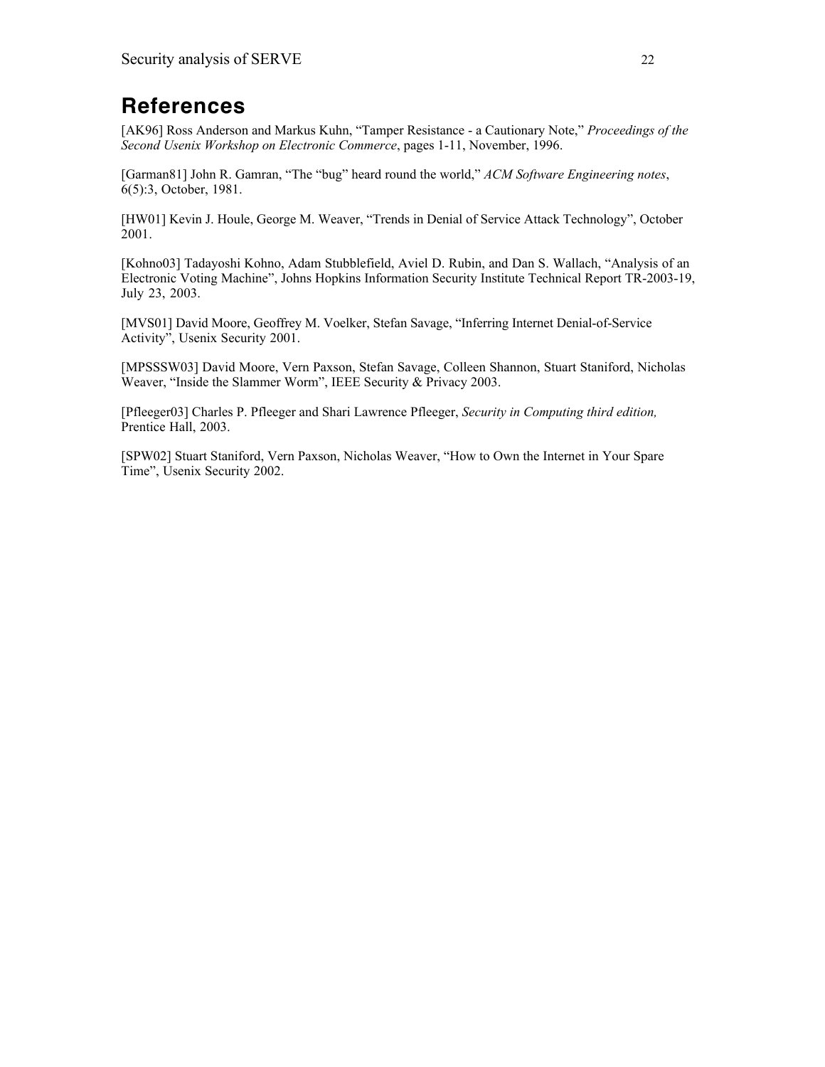# References

[AK96] Ross Anderson and Markus Kuhn, "Tamper Resistance - a Cautionary Note," *Proceedings of the Second Usenix Workshop on Electronic Commerce*, pages 1-11, November, 1996.

[Garman81] John R. Gamran, "The "bug" heard round the world," *ACM Software Engineering notes*, 6(5):3, October, 1981.

[HW01] Kevin J. Houle, George M. Weaver, "Trends in Denial of Service Attack Technology", October 2001.

[Kohno03] Tadayoshi Kohno, Adam Stubblefield, Aviel D. Rubin, and Dan S. Wallach, "Analysis of an Electronic Voting Machine", Johns Hopkins Information Security Institute Technical Report TR-2003-19, July 23, 2003.

[MVS01] David Moore, Geoffrey M. Voelker, Stefan Savage, "Inferring Internet Denial-of-Service Activity", Usenix Security 2001.

[MPSSSW03] David Moore, Vern Paxson, Stefan Savage, Colleen Shannon, Stuart Staniford, Nicholas Weaver, "Inside the Slammer Worm", IEEE Security & Privacy 2003.

[Pfleeger03] Charles P. Pfleeger and Shari Lawrence Pfleeger, *Security in Computing third edition,* Prentice Hall, 2003.

[SPW02] Stuart Staniford, Vern Paxson, Nicholas Weaver, "How to Own the Internet in Your Spare Time", Usenix Security 2002.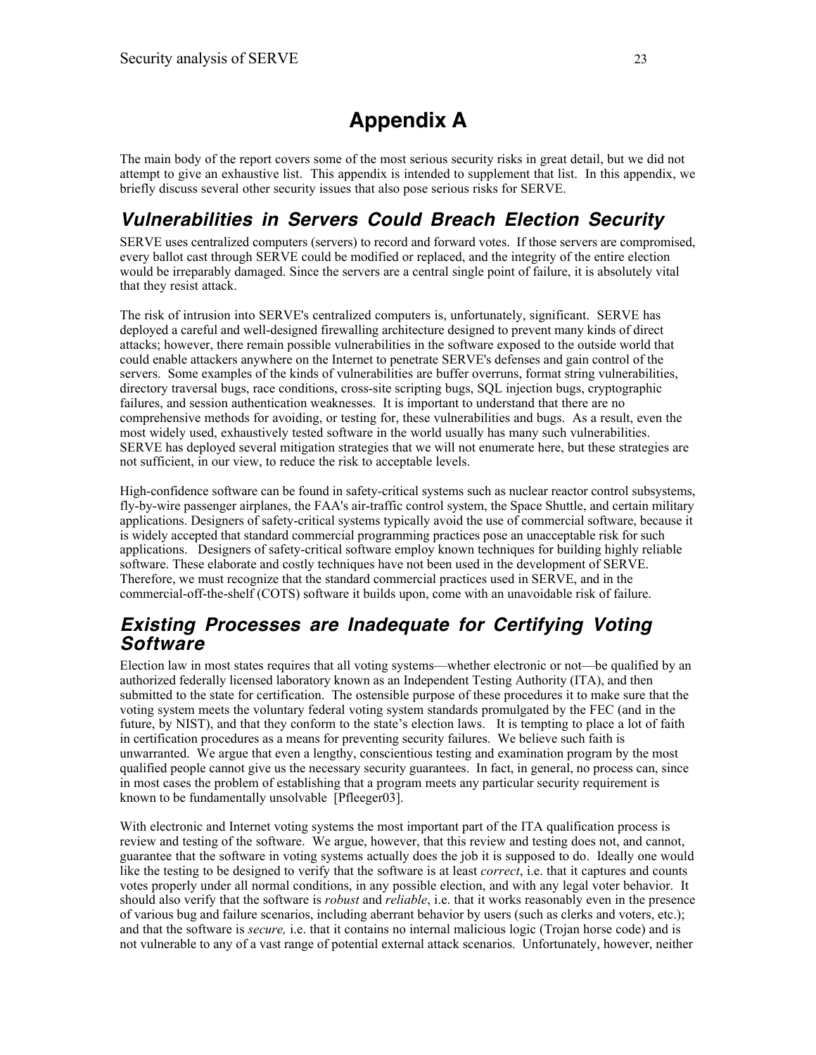# Appendix A

The main body of the report covers some of the most serious security risks in great detail, but we did not attempt to give an exhaustive list. This appendix is intended to supplement that list. In this appendix, we briefly discuss several other security issues that also pose serious risks for SERVE.

## *Vulnerabilities in Servers Could Breach Election Security*

SERVE uses centralized computers (servers) to record and forward votes. If those servers are compromised, every ballot cast through SERVE could be modified or replaced, and the integrity of the entire election would be irreparably damaged. Since the servers are a central single point of failure, it is absolutely vital that they resist attack.

The risk of intrusion into SERVE's centralized computers is, unfortunately, significant. SERVE has deployed a careful and well-designed firewalling architecture designed to prevent many kinds of direct attacks; however, there remain possible vulnerabilities in the software exposed to the outside world that could enable attackers anywhere on the Internet to penetrate SERVE's defenses and gain control of the servers. Some examples of the kinds of vulnerabilities are buffer overruns, format string vulnerabilities, directory traversal bugs, race conditions, cross-site scripting bugs, SQL injection bugs, cryptographic failures, and session authentication weaknesses. It is important to understand that there are no comprehensive methods for avoiding, or testing for, these vulnerabilities and bugs. As a result, even the most widely used, exhaustively tested software in the world usually has many such vulnerabilities. SERVE has deployed several mitigation strategies that we will not enumerate here, but these strategies are not sufficient, in our view, to reduce the risk to acceptable levels.

High-confidence software can be found in safety-critical systems such as nuclear reactor control subsystems, fly-by-wire passenger airplanes, the FAA's air-traffic control system, the Space Shuttle, and certain military applications. Designers of safety-critical systems typically avoid the use of commercial software, because it is widely accepted that standard commercial programming practices pose an unacceptable risk for such applications. Designers of safety-critical software employ known techniques for building highly reliable software. These elaborate and costly techniques have not been used in the development of SERVE. Therefore, we must recognize that the standard commercial practices used in SERVE, and in the commercial-off-the-shelf (COTS) software it builds upon, come with an unavoidable risk of failure.

## *Existing Processes are Inadequate for Certifying Voting Software*

Election law in most states requires that all voting systems—whether electronic or not—be qualified by an authorized federally licensed laboratory known as an Independent Testing Authority (ITA), and then submitted to the state for certification. The ostensible purpose of these procedures it to make sure that the voting system meets the voluntary federal voting system standards promulgated by the FEC (and in the future, by NIST), and that they conform to the state's election laws. It is tempting to place a lot of faith in certification procedures as a means for preventing security failures. We believe such faith is unwarranted. We argue that even a lengthy, conscientious testing and examination program by the most qualified people cannot give us the necessary security guarantees. In fact, in general, no process can, since in most cases the problem of establishing that a program meets any particular security requirement is known to be fundamentally unsolvable [Pfleeger03].

With electronic and Internet voting systems the most important part of the ITA qualification process is review and testing of the software. We argue, however, that this review and testing does not, and cannot, guarantee that the software in voting systems actually does the job it is supposed to do. Ideally one would like the testing to be designed to verify that the software is at least *correct*, i.e. that it captures and counts votes properly under all normal conditions, in any possible election, and with any legal voter behavior. It should also verify that the software is *robust* and *reliable*, i.e. that it works reasonably even in the presence of various bug and failure scenarios, including aberrant behavior by users (such as clerks and voters, etc.); and that the software is *secure,* i.e. that it contains no internal malicious logic (Trojan horse code) and is not vulnerable to any of a vast range of potential external attack scenarios. Unfortunately, however, neither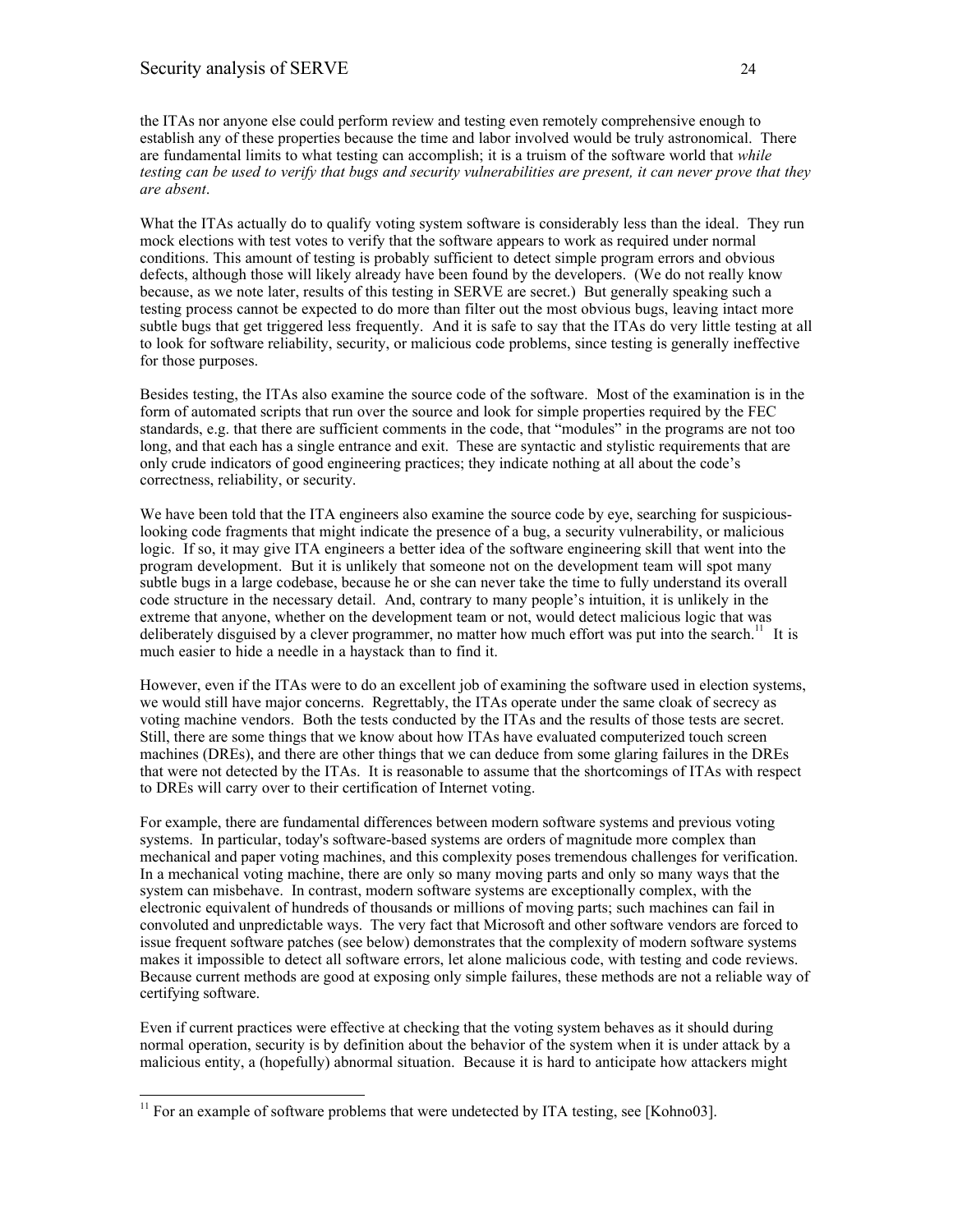the ITAs nor anyone else could perform review and testing even remotely comprehensive enough to establish any of these properties because the time and labor involved would be truly astronomical. There are fundamental limits to what testing can accomplish; it is a truism of the software world that *while testing can be used to verify that bugs and security vulnerabilities are present, it can never prove that they are absent*.

What the ITAs actually do to qualify voting system software is considerably less than the ideal. They run mock elections with test votes to verify that the software appears to work as required under normal conditions. This amount of testing is probably sufficient to detect simple program errors and obvious defects, although those will likely already have been found by the developers. (We do not really know because, as we note later, results of this testing in SERVE are secret.) But generally speaking such a testing process cannot be expected to do more than filter out the most obvious bugs, leaving intact more subtle bugs that get triggered less frequently. And it is safe to say that the ITAs do very little testing at all to look for software reliability, security, or malicious code problems, since testing is generally ineffective for those purposes.

Besides testing, the ITAs also examine the source code of the software. Most of the examination is in the form of automated scripts that run over the source and look for simple properties required by the FEC standards, e.g. that there are sufficient comments in the code, that "modules" in the programs are not too long, and that each has a single entrance and exit. These are syntactic and stylistic requirements that are only crude indicators of good engineering practices; they indicate nothing at all about the code's correctness, reliability, or security.

We have been told that the ITA engineers also examine the source code by eye, searching for suspicious-looking code fragments that might indicate the presence of a bug, a security vulnerability, or malicious logic. If so, it may give ITA engineers a better idea of the software engineering skill that went into the program development. But it is unlikely that someone not on the development team will spot many subtle bugs in a large codebase, because he or she can never take the time to fully understand its overall code structure in the necessary detail. And, contrary to many people's intuition, it is unlikely in the extreme that anyone, whether on the development team or not, would detect malicious logic that was deliberately disguised by a clever programmer, no matter how much effort was put into the search.[11] It is much easier to hide a needle in a haystack than to find it.

However, even if the ITAs were to do an excellent job of examining the software used in election systems, we would still have major concerns. Regrettably, the ITAs operate under the same cloak of secrecy as voting machine vendors. Both the tests conducted by the ITAs and the results of those tests are secret. Still, there are some things that we know about how ITAs have evaluated computerized touch screen machines (DREs), and there are other things that we can deduce from some glaring failures in the DREs that were not detected by the ITAs. It is reasonable to assume that the shortcomings of ITAs with respect to DREs will carry over to their certification of Internet voting.

For example, there are fundamental differences between modern software systems and previous voting systems. In particular, today's software-based systems are orders of magnitude more complex than mechanical and paper voting machines, and this complexity poses tremendous challenges for verification. In a mechanical voting machine, there are only so many moving parts and only so many ways that the system can misbehave. In contrast, modern software systems are exceptionally complex, with the electronic equivalent of hundreds of thousands or millions of moving parts; such machines can fail in convoluted and unpredictable ways. The very fact that Microsoft and other software vendors are forced to issue frequent software patches (see below) demonstrates that the complexity of modern software systems makes it impossible to detect all software errors, let alone malicious code, with testing and code reviews. Because current methods are good at exposing only simple failures, these methods are not a reliable way of certifying software.

Even if current practices were effective at checking that the voting system behaves as it should during normal operation, security is by definition about the behavior of the system when it is under attack by a malicious entity, a (hopefully) abnormal situation. Because it is hard to anticipate how attackers might

---

[11] For an example of software problems that were undetected by ITA testing, see [Kohno03].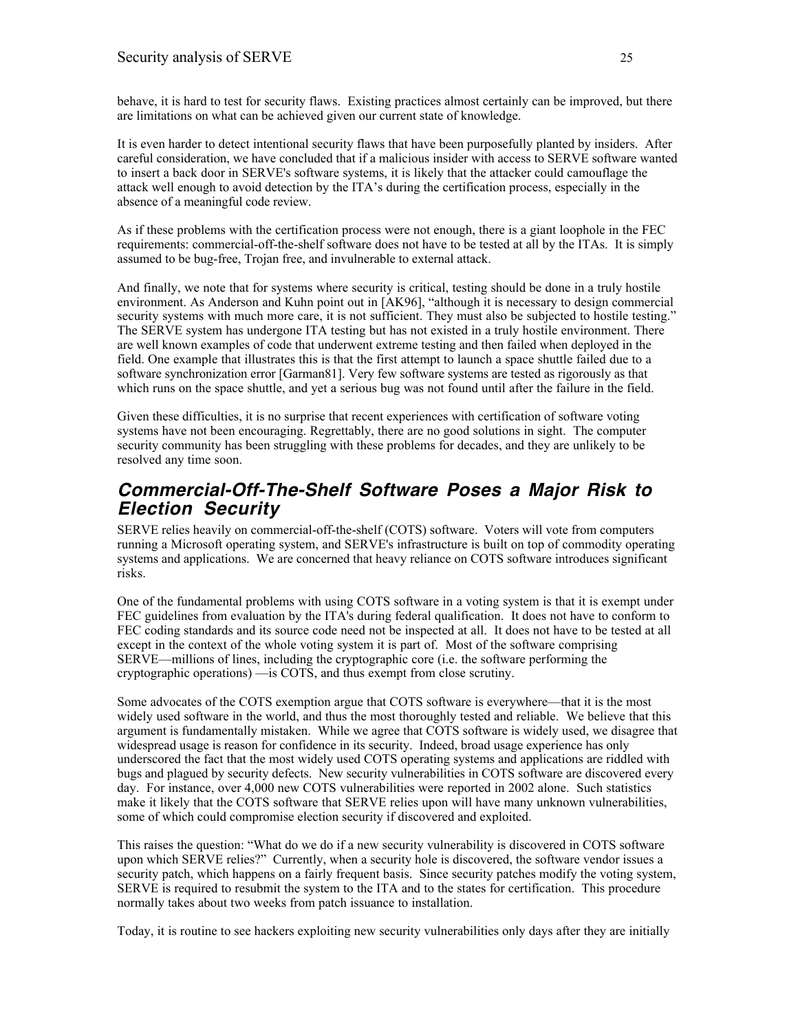behave, it is hard to test for security flaws. Existing practices almost certainly can be improved, but there are limitations on what can be achieved given our current state of knowledge.

It is even harder to detect intentional security flaws that have been purposefully planted by insiders. After careful consideration, we have concluded that if a malicious insider with access to SERVE software wanted to insert a back door in SERVE's software systems, it is likely that the attacker could camouflage the attack well enough to avoid detection by the ITA's during the certification process, especially in the absence of a meaningful code review.

As if these problems with the certification process were not enough, there is a giant loophole in the FEC requirements: commercial-off-the-shelf software does not have to be tested at all by the ITAs. It is simply assumed to be bug-free, Trojan free, and invulnerable to external attack.

And finally, we note that for systems where security is critical, testing should be done in a truly hostile environment. As Anderson and Kuhn point out in [AK96], "although it is necessary to design commercial security systems with much more care, it is not sufficient. They must also be subjected to hostile testing." The SERVE system has undergone ITA testing but has not existed in a truly hostile environment. There are well known examples of code that underwent extreme testing and then failed when deployed in the field. One example that illustrates this is that the first attempt to launch a space shuttle failed due to a software synchronization error [Garman81]. Very few software systems are tested as rigorously as that which runs on the space shuttle, and yet a serious bug was not found until after the failure in the field.

Given these difficulties, it is no surprise that recent experiences with certification of software voting systems have not been encouraging. Regrettably, there are no good solutions in sight. The computer security community has been struggling with these problems for decades, and they are unlikely to be resolved any time soon.

## *Commercial-Off-The-Shelf Software Poses a Major Risk to Election Security*

SERVE relies heavily on commercial-off-the-shelf (COTS) software. Voters will vote from computers running a Microsoft operating system, and SERVE's infrastructure is built on top of commodity operating systems and applications. We are concerned that heavy reliance on COTS software introduces significant risks.

One of the fundamental problems with using COTS software in a voting system is that it is exempt under FEC guidelines from evaluation by the ITA's during federal qualification. It does not have to conform to FEC coding standards and its source code need not be inspected at all. It does not have to be tested at all except in the context of the whole voting system it is part of. Most of the software comprising SERVE—millions of lines, including the cryptographic core (i.e. the software performing the cryptographic operations) —is COTS, and thus exempt from close scrutiny.

Some advocates of the COTS exemption argue that COTS software is everywhere—that it is the most widely used software in the world, and thus the most thoroughly tested and reliable. We believe that this argument is fundamentally mistaken. While we agree that COTS software is widely used, we disagree that widespread usage is reason for confidence in its security. Indeed, broad usage experience has only underscored the fact that the most widely used COTS operating systems and applications are riddled with bugs and plagued by security defects. New security vulnerabilities in COTS software are discovered every day. For instance, over 4,000 new COTS vulnerabilities were reported in 2002 alone. Such statistics make it likely that the COTS software that SERVE relies upon will have many unknown vulnerabilities, some of which could compromise election security if discovered and exploited.

This raises the question: "What do we do if a new security vulnerability is discovered in COTS software upon which SERVE relies?" Currently, when a security hole is discovered, the software vendor issues a security patch, which happens on a fairly frequent basis. Since security patches modify the voting system, SERVE is required to resubmit the system to the ITA and to the states for certification. This procedure normally takes about two weeks from patch issuance to installation.

Today, it is routine to see hackers exploiting new security vulnerabilities only days after they are initially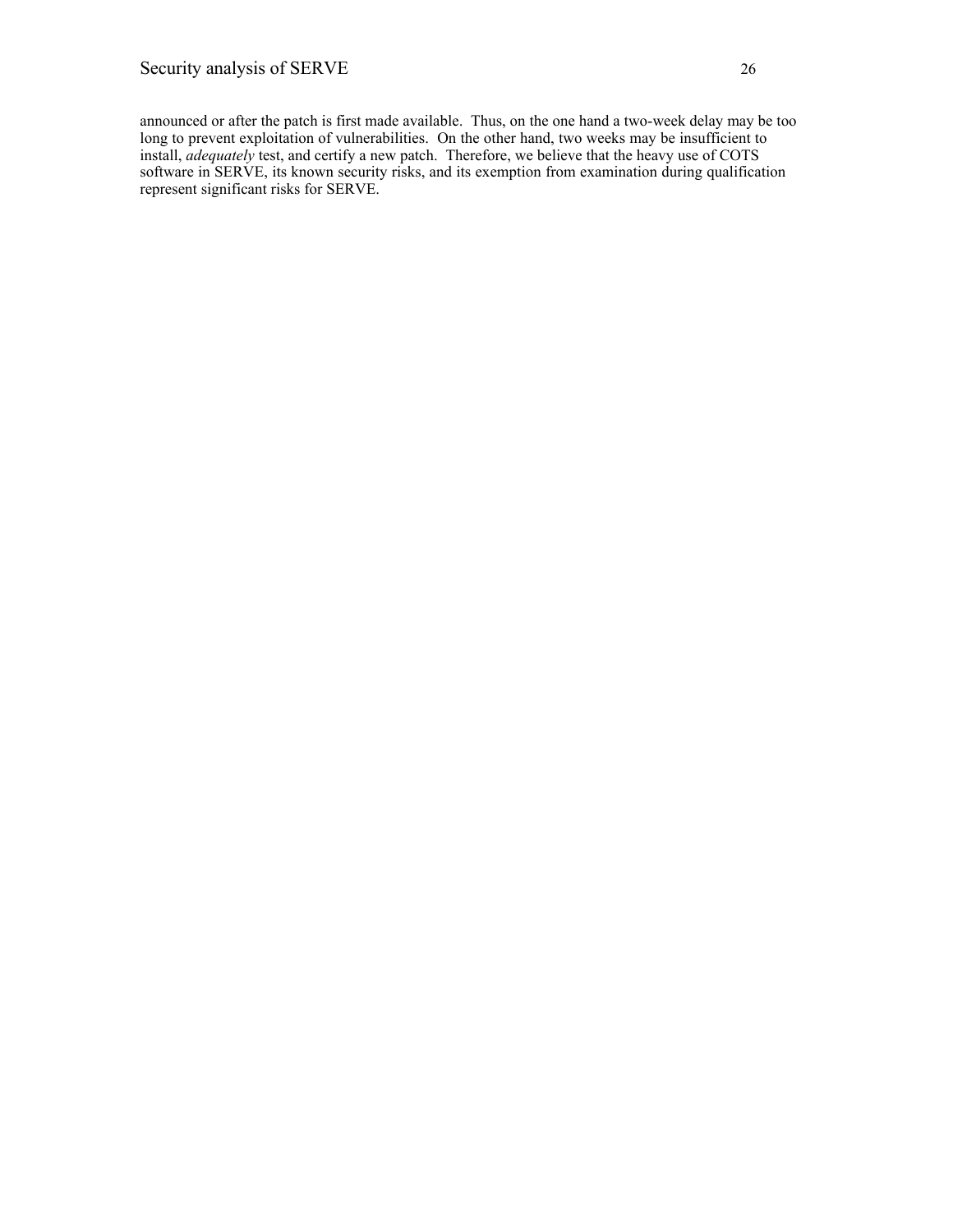announced or after the patch is first made available. Thus, on the one hand a two-week delay may be too long to prevent exploitation of vulnerabilities. On the other hand, two weeks may be insufficient to install, *adequately* test, and certify a new patch. Therefore, we believe that the heavy use of COTS software in SERVE, its known security risks, and its exemption from examination during qualification represent significant risks for SERVE.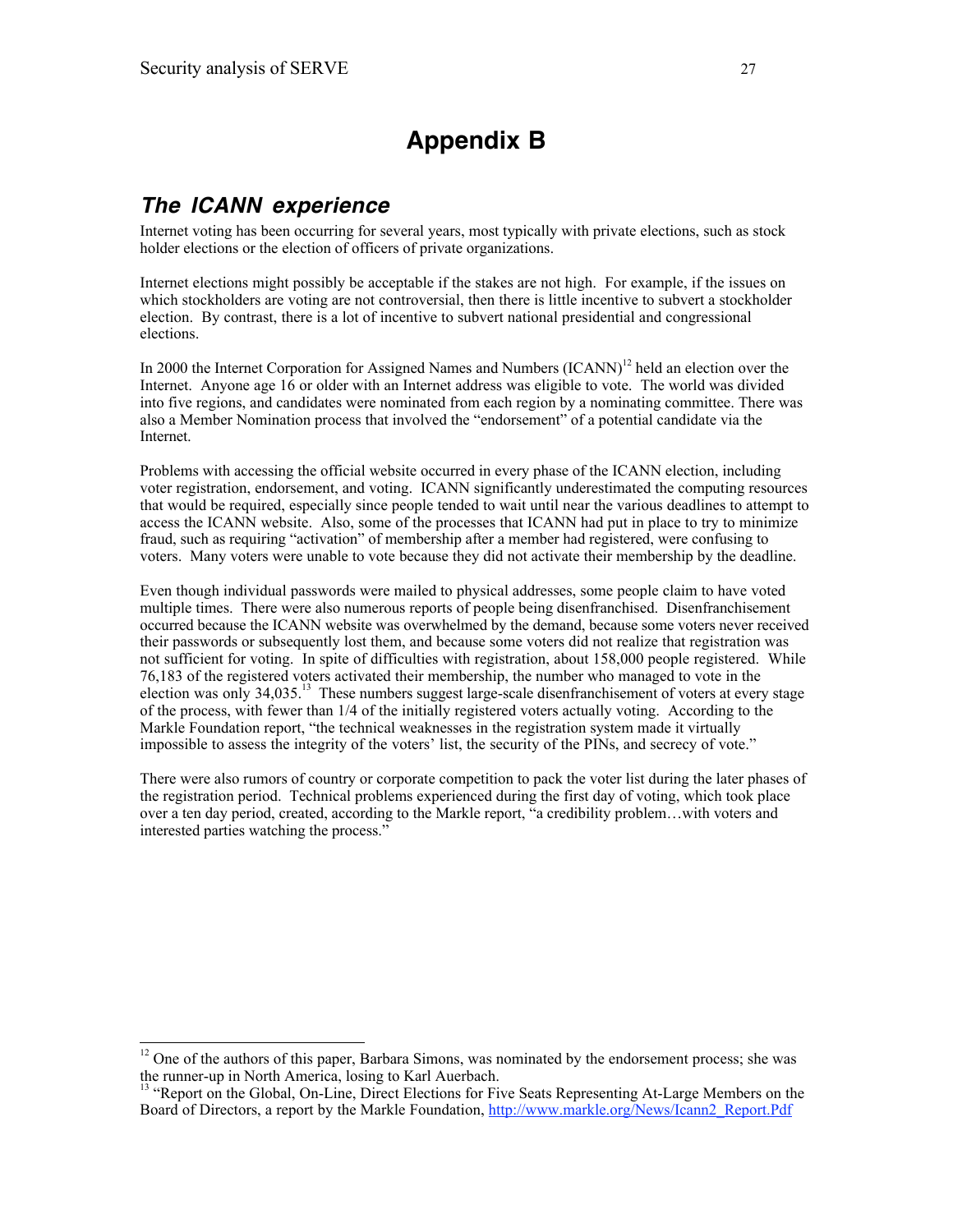# Appendix B

## *The ICANN experience*

Internet voting has been occurring for several years, most typically with private elections, such as stock holder elections or the election of officers of private organizations.

Internet elections might possibly be acceptable if the stakes are not high. For example, if the issues on which stockholders are voting are not controversial, then there is little incentive to subvert a stockholder election. By contrast, there is a lot of incentive to subvert national presidential and congressional elections.

In 2000 the Internet Corporation for Assigned Names and Numbers (ICANN)[12] held an election over the Internet. Anyone age 16 or older with an Internet address was eligible to vote. The world was divided into five regions, and candidates were nominated from each region by a nominating committee. There was also a Member Nomination process that involved the "endorsement" of a potential candidate via the Internet.

Problems with accessing the official website occurred in every phase of the ICANN election, including voter registration, endorsement, and voting. ICANN significantly underestimated the computing resources that would be required, especially since people tended to wait until near the various deadlines to attempt to access the ICANN website. Also, some of the processes that ICANN had put in place to try to minimize fraud, such as requiring "activation" of membership after a member had registered, were confusing to voters. Many voters were unable to vote because they did not activate their membership by the deadline.

Even though individual passwords were mailed to physical addresses, some people claim to have voted multiple times. There were also numerous reports of people being disenfranchised. Disenfranchisement occurred because the ICANN website was overwhelmed by the demand, because some voters never received their passwords or subsequently lost them, and because some voters did not realize that registration was not sufficient for voting. In spite of difficulties with registration, about 158,000 people registered. While 76,183 of the registered voters activated their membership, the number who managed to vote in the election was only 34,035.[13] These numbers suggest large-scale disenfranchisement of voters at every stage of the process, with fewer than 1/4 of the initially registered voters actually voting. According to the Markle Foundation report, "the technical weaknesses in the registration system made it virtually impossible to assess the integrity of the voters' list, the security of the PINs, and secrecy of vote."

There were also rumors of country or corporate competition to pack the voter list during the later phases of the registration period. Technical problems experienced during the first day of voting, which took place over a ten day period, created, according to the Markle report, "a credibility problem…with voters and interested parties watching the process."

---

[12] One of the authors of this paper, Barbara Simons, was nominated by the endorsement process; she was the runner-up in North America, losing to Karl Auerbach.

[13] "Report on the Global, On-Line, Direct Elections for Five Seats Representing At-Large Members on the Board of Directors, a report by the Markle Foundation, http://www.markle.org/News/Icann2_Report.Pdf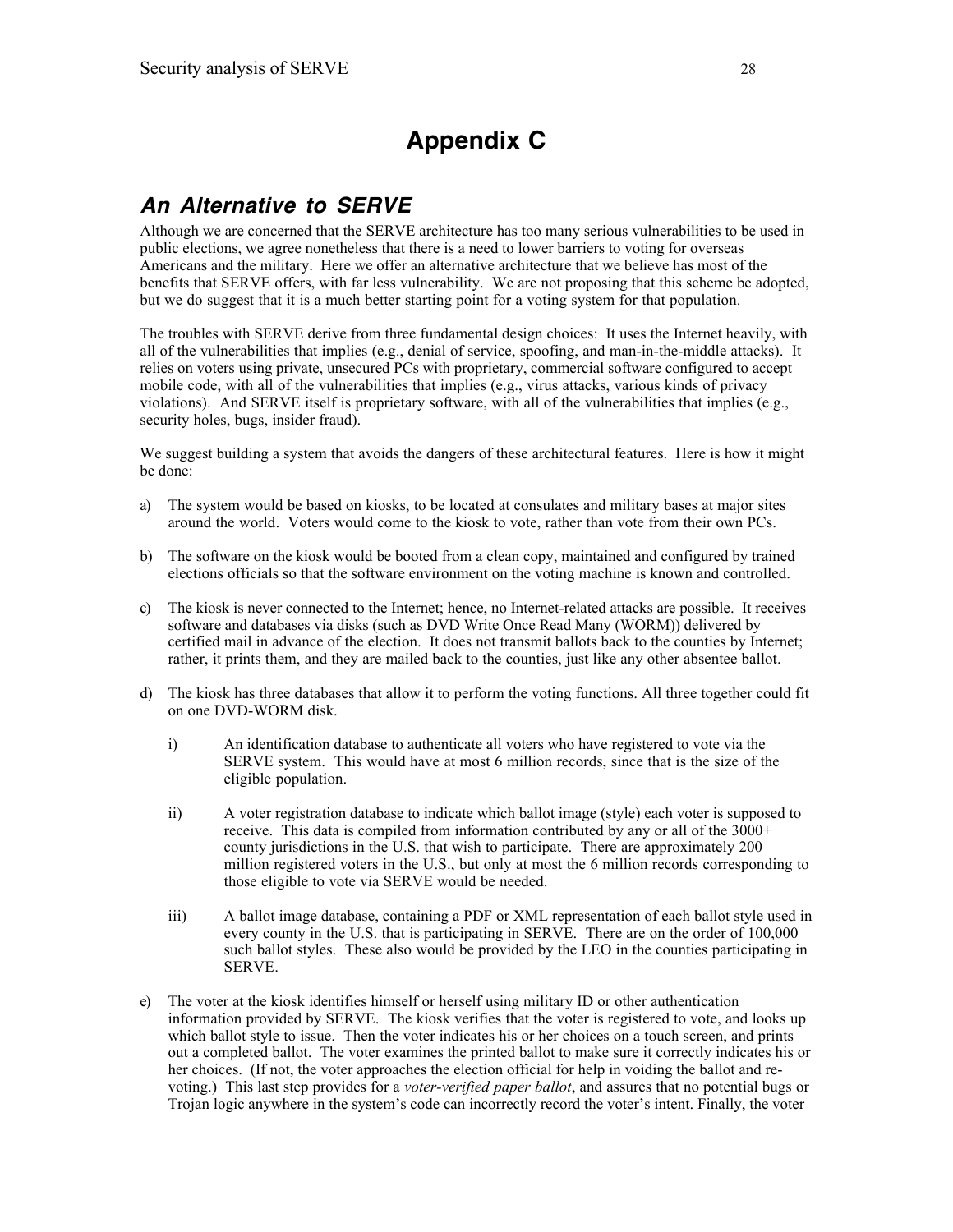# Appendix C

## *An Alternative to SERVE*

Although we are concerned that the SERVE architecture has too many serious vulnerabilities to be used in public elections, we agree nonetheless that there is a need to lower barriers to voting for overseas Americans and the military. Here we offer an alternative architecture that we believe has most of the benefits that SERVE offers, with far less vulnerability. We are not proposing that this scheme be adopted, but we do suggest that it is a much better starting point for a voting system for that population.

The troubles with SERVE derive from three fundamental design choices: It uses the Internet heavily, with all of the vulnerabilities that implies (e.g., denial of service, spoofing, and man-in-the-middle attacks). It relies on voters using private, unsecured PCs with proprietary, commercial software configured to accept mobile code, with all of the vulnerabilities that implies (e.g., virus attacks, various kinds of privacy violations). And SERVE itself is proprietary software, with all of the vulnerabilities that implies (e.g., security holes, bugs, insider fraud).

We suggest building a system that avoids the dangers of these architectural features. Here is how it might be done:

a) The system would be based on kiosks, to be located at consulates and military bases at major sites around the world. Voters would come to the kiosk to vote, rather than vote from their own PCs.

b) The software on the kiosk would be booted from a clean copy, maintained and configured by trained elections officials so that the software environment on the voting machine is known and controlled.

c) The kiosk is never connected to the Internet; hence, no Internet-related attacks are possible. It receives software and databases via disks (such as DVD Write Once Read Many (WORM)) delivered by certified mail in advance of the election. It does not transmit ballots back to the counties by Internet; rather, it prints them, and they are mailed back to the counties, just like any other absentee ballot.

d) The kiosk has three databases that allow it to perform the voting functions. All three together could fit on one DVD-WORM disk.

   i) An identification database to authenticate all voters who have registered to vote via the SERVE system. This would have at most 6 million records, since that is the size of the eligible population.

   ii) A voter registration database to indicate which ballot image (style) each voter is supposed to receive. This data is compiled from information contributed by any or all of the 3000+ county jurisdictions in the U.S. that wish to participate. There are approximately 200 million registered voters in the U.S., but only at most the 6 million records corresponding to those eligible to vote via SERVE would be needed.

   iii) A ballot image database, containing a PDF or XML representation of each ballot style used in every county in the U.S. that is participating in SERVE. There are on the order of 100,000 such ballot styles. These also would be provided by the LEO in the counties participating in SERVE.

e) The voter at the kiosk identifies himself or herself using military ID or other authentication information provided by SERVE. The kiosk verifies that the voter is registered to vote, and looks up which ballot style to issue. Then the voter indicates his or her choices on a touch screen, and prints out a completed ballot. The voter examines the printed ballot to make sure it correctly indicates his or her choices. (If not, the voter approaches the election official for help in voiding the ballot and re-voting.) This last step provides for a *voter-verified paper ballot*, and assures that no potential bugs or Trojan logic anywhere in the system's code can incorrectly record the voter's intent. Finally, the voter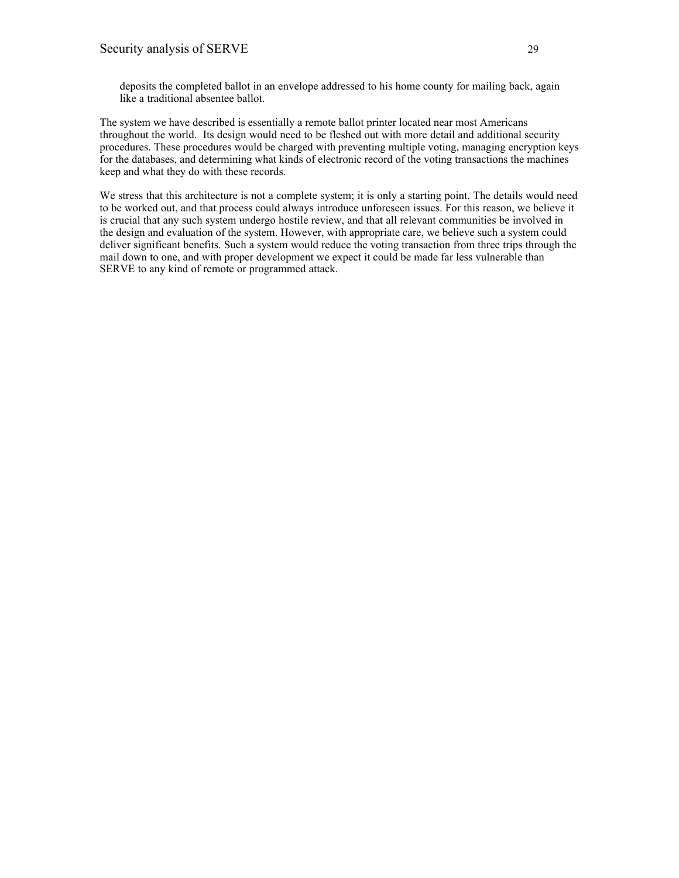deposits the completed ballot in an envelope addressed to his home county for mailing back, again like a traditional absentee ballot.

The system we have described is essentially a remote ballot printer located near most Americans throughout the world. Its design would need to be fleshed out with more detail and additional security procedures. These procedures would be charged with preventing multiple voting, managing encryption keys for the databases, and determining what kinds of electronic record of the voting transactions the machines keep and what they do with these records.

We stress that this architecture is not a complete system; it is only a starting point. The details would need to be worked out, and that process could always introduce unforeseen issues. For this reason, we believe it is crucial that any such system undergo hostile review, and that all relevant communities be involved in the design and evaluation of the system. However, with appropriate care, we believe such a system could deliver significant benefits. Such a system would reduce the voting transaction from three trips through the mail down to one, and with proper development we expect it could be made far less vulnerable than SERVE to any kind of remote or programmed attack.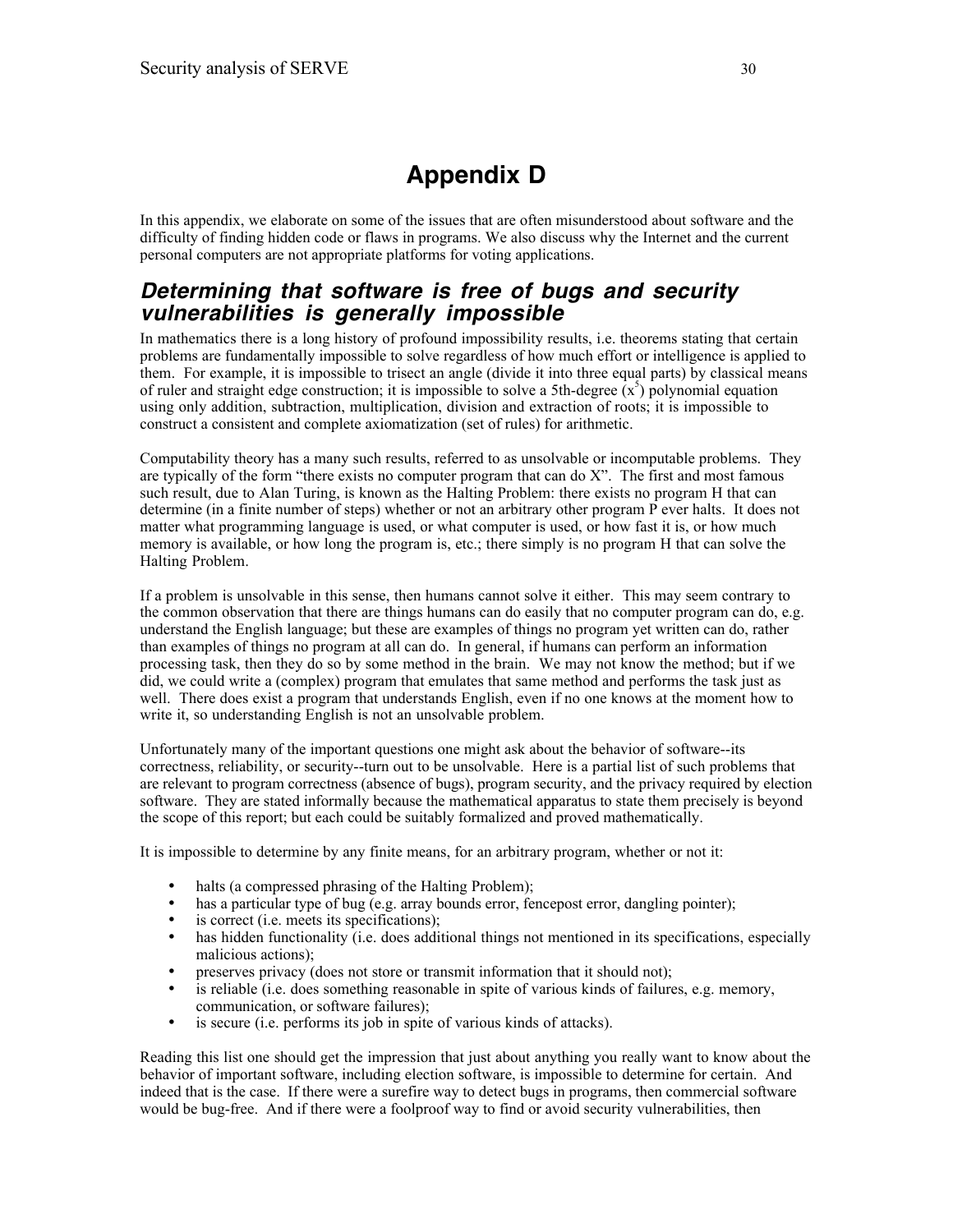# Appendix D

In this appendix, we elaborate on some of the issues that are often misunderstood about software and the difficulty of finding hidden code or flaws in programs. We also discuss why the Internet and the current personal computers are not appropriate platforms for voting applications.

## *Determining that software is free of bugs and security vulnerabilities is generally impossible*

In mathematics there is a long history of profound impossibility results, i.e. theorems stating that certain problems are fundamentally impossible to solve regardless of how much effort or intelligence is applied to them. For example, it is impossible to trisect an angle (divide it into three equal parts) by classical means of ruler and straight edge construction; it is impossible to solve a 5th-degree ($x^5$) polynomial equation using only addition, subtraction, multiplication, division and extraction of roots; it is impossible to construct a consistent and complete axiomatization (set of rules) for arithmetic.

Computability theory has a many such results, referred to as unsolvable or incomputable problems. They are typically of the form "there exists no computer program that can do X". The first and most famous such result, due to Alan Turing, is known as the Halting Problem: there exists no program H that can determine (in a finite number of steps) whether or not an arbitrary other program P ever halts. It does not matter what programming language is used, or what computer is used, or how fast it is, or how much memory is available, or how long the program is, etc.; there simply is no program H that can solve the Halting Problem.

If a problem is unsolvable in this sense, then humans cannot solve it either. This may seem contrary to the common observation that there are things humans can do easily that no computer program can do, e.g. understand the English language; but these are examples of things no program yet written can do, rather than examples of things no program at all can do. In general, if humans can perform an information processing task, then they do so by some method in the brain. We may not know the method; but if we did, we could write a (complex) program that emulates that same method and performs the task just as well. There does exist a program that understands English, even if no one knows at the moment how to write it, so understanding English is not an unsolvable problem.

Unfortunately many of the important questions one might ask about the behavior of software--its correctness, reliability, or security--turn out to be unsolvable. Here is a partial list of such problems that are relevant to program correctness (absence of bugs), program security, and the privacy required by election software. They are stated informally because the mathematical apparatus to state them precisely is beyond the scope of this report; but each could be suitably formalized and proved mathematically.

It is impossible to determine by any finite means, for an arbitrary program, whether or not it:

- halts (a compressed phrasing of the Halting Problem);
- has a particular type of bug (e.g. array bounds error, fencepost error, dangling pointer);
- is correct (i.e. meets its specifications);
- has hidden functionality (i.e. does additional things not mentioned in its specifications, especially malicious actions);
- preserves privacy (does not store or transmit information that it should not);
- is reliable (i.e. does something reasonable in spite of various kinds of failures, e.g. memory, communication, or software failures);
- is secure (i.e. performs its job in spite of various kinds of attacks).

Reading this list one should get the impression that just about anything you really want to know about the behavior of important software, including election software, is impossible to determine for certain. And indeed that is the case. If there were a surefire way to detect bugs in programs, then commercial software would be bug-free. And if there were a foolproof way to find or avoid security vulnerabilities, then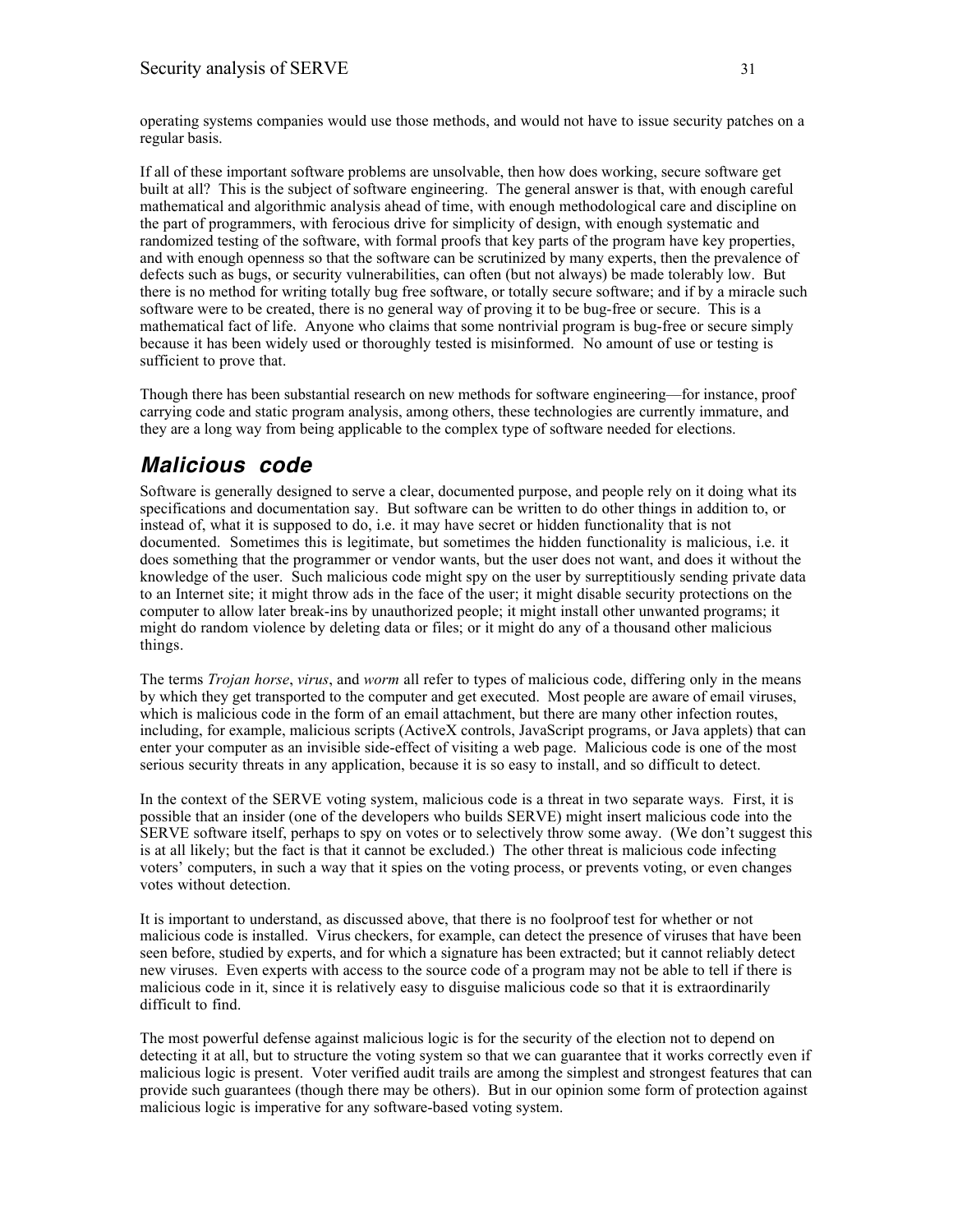operating systems companies would use those methods, and would not have to issue security patches on a regular basis.

If all of these important software problems are unsolvable, then how does working, secure software get built at all? This is the subject of software engineering. The general answer is that, with enough careful mathematical and algorithmic analysis ahead of time, with enough methodological care and discipline on the part of programmers, with ferocious drive for simplicity of design, with enough systematic and randomized testing of the software, with formal proofs that key parts of the program have key properties, and with enough openness so that the software can be scrutinized by many experts, then the prevalence of defects such as bugs, or security vulnerabilities, can often (but not always) be made tolerably low. But there is no method for writing totally bug free software, or totally secure software; and if by a miracle such software were to be created, there is no general way of proving it to be bug-free or secure. This is a mathematical fact of life. Anyone who claims that some nontrivial program is bug-free or secure simply because it has been widely used or thoroughly tested is misinformed. No amount of use or testing is sufficient to prove that.

Though there has been substantial research on new methods for software engineering—for instance, proof carrying code and static program analysis, among others, these technologies are currently immature, and they are a long way from being applicable to the complex type of software needed for elections.

## *Malicious code*

Software is generally designed to serve a clear, documented purpose, and people rely on it doing what its specifications and documentation say. But software can be written to do other things in addition to, or instead of, what it is supposed to do, i.e. it may have secret or hidden functionality that is not documented. Sometimes this is legitimate, but sometimes the hidden functionality is malicious, i.e. it does something that the programmer or vendor wants, but the user does not want, and does it without the knowledge of the user. Such malicious code might spy on the user by surreptitiously sending private data to an Internet site; it might throw ads in the face of the user; it might disable security protections on the computer to allow later break-ins by unauthorized people; it might install other unwanted programs; it might do random violence by deleting data or files; or it might do any of a thousand other malicious things.

The terms *Trojan horse*, *virus*, and *worm* all refer to types of malicious code, differing only in the means by which they get transported to the computer and get executed. Most people are aware of email viruses, which is malicious code in the form of an email attachment, but there are many other infection routes, including, for example, malicious scripts (ActiveX controls, JavaScript programs, or Java applets) that can enter your computer as an invisible side-effect of visiting a web page. Malicious code is one of the most serious security threats in any application, because it is so easy to install, and so difficult to detect.

In the context of the SERVE voting system, malicious code is a threat in two separate ways. First, it is possible that an insider (one of the developers who builds SERVE) might insert malicious code into the SERVE software itself, perhaps to spy on votes or to selectively throw some away. (We don't suggest this is at all likely; but the fact is that it cannot be excluded.) The other threat is malicious code infecting voters' computers, in such a way that it spies on the voting process, or prevents voting, or even changes votes without detection.

It is important to understand, as discussed above, that there is no foolproof test for whether or not malicious code is installed. Virus checkers, for example, can detect the presence of viruses that have been seen before, studied by experts, and for which a signature has been extracted; but it cannot reliably detect new viruses. Even experts with access to the source code of a program may not be able to tell if there is malicious code in it, since it is relatively easy to disguise malicious code so that it is extraordinarily difficult to find.

The most powerful defense against malicious logic is for the security of the election not to depend on detecting it at all, but to structure the voting system so that we can guarantee that it works correctly even if malicious logic is present. Voter verified audit trails are among the simplest and strongest features that can provide such guarantees (though there may be others). But in our opinion some form of protection against malicious logic is imperative for any software-based voting system.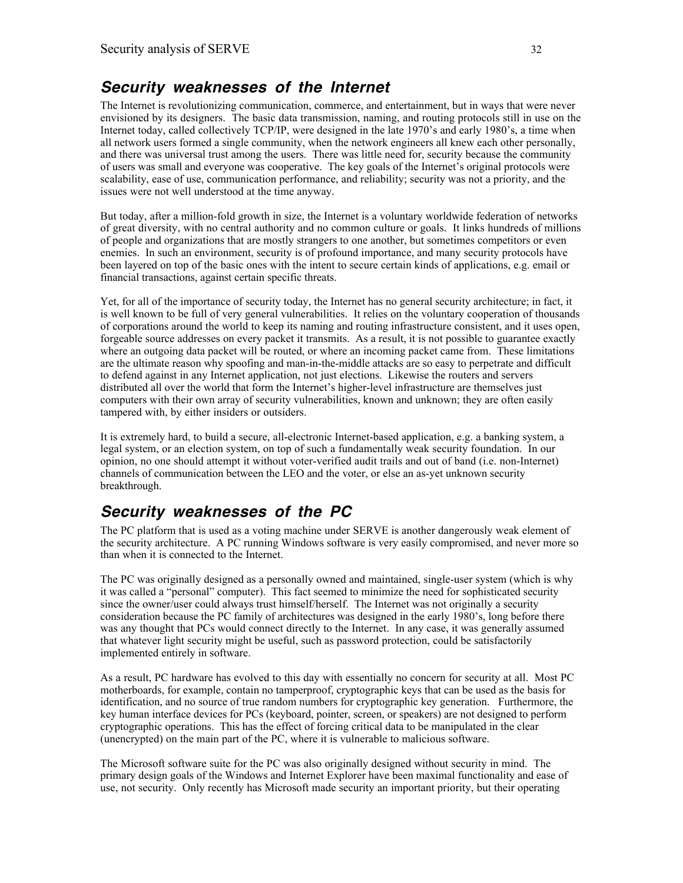## ***Security weaknesses of the Internet***

The Internet is revolutionizing communication, commerce, and entertainment, but in ways that were never envisioned by its designers. The basic data transmission, naming, and routing protocols still in use on the Internet today, called collectively TCP/IP, were designed in the late 1970's and early 1980's, a time when all network users formed a single community, when the network engineers all knew each other personally, and there was universal trust among the users. There was little need for, security because the community of users was small and everyone was cooperative. The key goals of the Internet's original protocols were scalability, ease of use, communication performance, and reliability; security was not a priority, and the issues were not well understood at the time anyway.

But today, after a million-fold growth in size, the Internet is a voluntary worldwide federation of networks of great diversity, with no central authority and no common culture or goals. It links hundreds of millions of people and organizations that are mostly strangers to one another, but sometimes competitors or even enemies. In such an environment, security is of profound importance, and many security protocols have been layered on top of the basic ones with the intent to secure certain kinds of applications, e.g. email or financial transactions, against certain specific threats.

Yet, for all of the importance of security today, the Internet has no general security architecture; in fact, it is well known to be full of very general vulnerabilities. It relies on the voluntary cooperation of thousands of corporations around the world to keep its naming and routing infrastructure consistent, and it uses open, forgeable source addresses on every packet it transmits. As a result, it is not possible to guarantee exactly where an outgoing data packet will be routed, or where an incoming packet came from. These limitations are the ultimate reason why spoofing and man-in-the-middle attacks are so easy to perpetrate and difficult to defend against in any Internet application, not just elections. Likewise the routers and servers distributed all over the world that form the Internet's higher-level infrastructure are themselves just computers with their own array of security vulnerabilities, known and unknown; they are often easily tampered with, by either insiders or outsiders.

It is extremely hard, to build a secure, all-electronic Internet-based application, e.g. a banking system, a legal system, or an election system, on top of such a fundamentally weak security foundation. In our opinion, no one should attempt it without voter-verified audit trails and out of band (i.e. non-Internet) channels of communication between the LEO and the voter, or else an as-yet unknown security breakthrough.

## ***Security weaknesses of the PC***

The PC platform that is used as a voting machine under SERVE is another dangerously weak element of the security architecture. A PC running Windows software is very easily compromised, and never more so than when it is connected to the Internet.

The PC was originally designed as a personally owned and maintained, single-user system (which is why it was called a "personal" computer). This fact seemed to minimize the need for sophisticated security since the owner/user could always trust himself/herself. The Internet was not originally a security consideration because the PC family of architectures was designed in the early 1980's, long before there was any thought that PCs would connect directly to the Internet. In any case, it was generally assumed that whatever light security might be useful, such as password protection, could be satisfactorily implemented entirely in software.

As a result, PC hardware has evolved to this day with essentially no concern for security at all. Most PC motherboards, for example, contain no tamperproof, cryptographic keys that can be used as the basis for identification, and no source of true random numbers for cryptographic key generation. Furthermore, the key human interface devices for PCs (keyboard, pointer, screen, or speakers) are not designed to perform cryptographic operations. This has the effect of forcing critical data to be manipulated in the clear (unencrypted) on the main part of the PC, where it is vulnerable to malicious software.

The Microsoft software suite for the PC was also originally designed without security in mind. The primary design goals of the Windows and Internet Explorer have been maximal functionality and ease of use, not security. Only recently has Microsoft made security an important priority, but their operating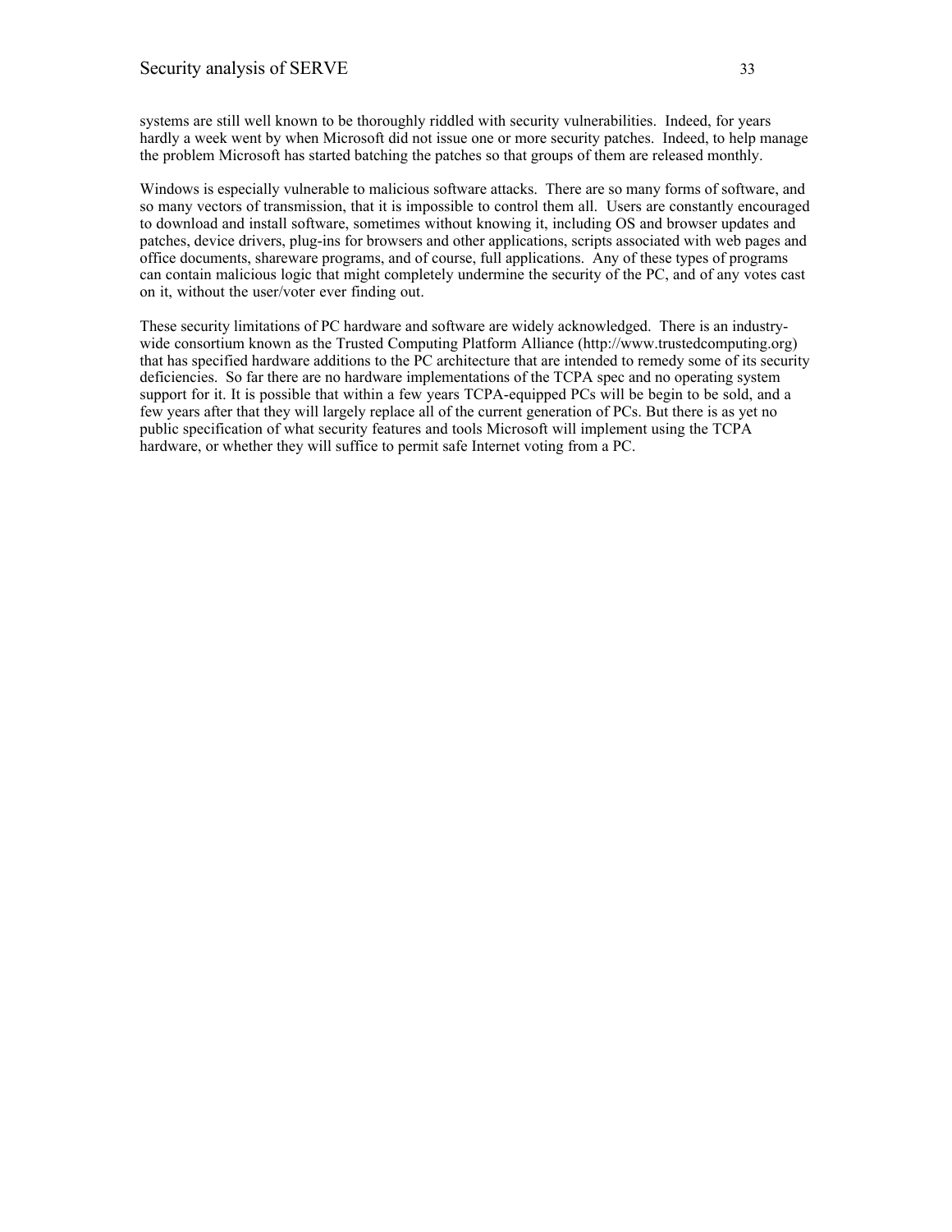systems are still well known to be thoroughly riddled with security vulnerabilities. Indeed, for years hardly a week went by when Microsoft did not issue one or more security patches. Indeed, to help manage the problem Microsoft has started batching the patches so that groups of them are released monthly.

Windows is especially vulnerable to malicious software attacks. There are so many forms of software, and so many vectors of transmission, that it is impossible to control them all. Users are constantly encouraged to download and install software, sometimes without knowing it, including OS and browser updates and patches, device drivers, plug-ins for browsers and other applications, scripts associated with web pages and office documents, shareware programs, and of course, full applications. Any of these types of programs can contain malicious logic that might completely undermine the security of the PC, and of any votes cast on it, without the user/voter ever finding out.

These security limitations of PC hardware and software are widely acknowledged. There is an industry-wide consortium known as the Trusted Computing Platform Alliance (http://www.trustedcomputing.org) that has specified hardware additions to the PC architecture that are intended to remedy some of its security deficiencies. So far there are no hardware implementations of the TCPA spec and no operating system support for it. It is possible that within a few years TCPA-equipped PCs will be begin to be sold, and a few years after that they will largely replace all of the current generation of PCs. But there is as yet no public specification of what security features and tools Microsoft will implement using the TCPA hardware, or whether they will suffice to permit safe Internet voting from a PC.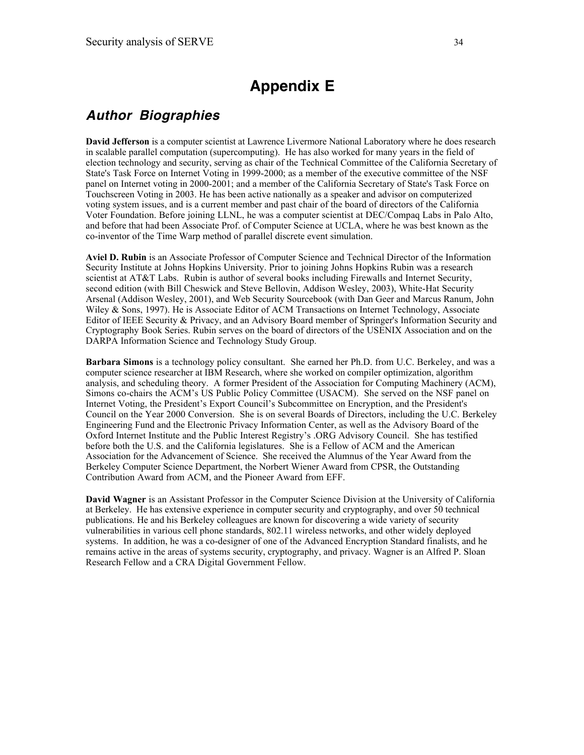# Appendix E

## *Author Biographies*

**David Jefferson** is a computer scientist at Lawrence Livermore National Laboratory where he does research in scalable parallel computation (supercomputing). He has also worked for many years in the field of election technology and security, serving as chair of the Technical Committee of the California Secretary of State's Task Force on Internet Voting in 1999-2000; as a member of the executive committee of the NSF panel on Internet voting in 2000-2001; and a member of the California Secretary of State's Task Force on Touchscreen Voting in 2003. He has been active nationally as a speaker and advisor on computerized voting system issues, and is a current member and past chair of the board of directors of the California Voter Foundation. Before joining LLNL, he was a computer scientist at DEC/Compaq Labs in Palo Alto, and before that had been Associate Prof. of Computer Science at UCLA, where he was best known as the co-inventor of the Time Warp method of parallel discrete event simulation.

**Aviel D. Rubin** is an Associate Professor of Computer Science and Technical Director of the Information Security Institute at Johns Hopkins University. Prior to joining Johns Hopkins Rubin was a research scientist at AT&T Labs. Rubin is author of several books including Firewalls and Internet Security, second edition (with Bill Cheswick and Steve Bellovin, Addison Wesley, 2003), White-Hat Security Arsenal (Addison Wesley, 2001), and Web Security Sourcebook (with Dan Geer and Marcus Ranum, John Wiley & Sons, 1997). He is Associate Editor of ACM Transactions on Internet Technology, Associate Editor of IEEE Security & Privacy, and an Advisory Board member of Springer's Information Security and Cryptography Book Series. Rubin serves on the board of directors of the USENIX Association and on the DARPA Information Science and Technology Study Group.

**Barbara Simons** is a technology policy consultant. She earned her Ph.D. from U.C. Berkeley, and was a computer science researcher at IBM Research, where she worked on compiler optimization, algorithm analysis, and scheduling theory. A former President of the Association for Computing Machinery (ACM), Simons co-chairs the ACM's US Public Policy Committee (USACM). She served on the NSF panel on Internet Voting, the President's Export Council's Subcommittee on Encryption, and the President's Council on the Year 2000 Conversion. She is on several Boards of Directors, including the U.C. Berkeley Engineering Fund and the Electronic Privacy Information Center, as well as the Advisory Board of the Oxford Internet Institute and the Public Interest Registry's .ORG Advisory Council. She has testified before both the U.S. and the California legislatures. She is a Fellow of ACM and the American Association for the Advancement of Science. She received the Alumnus of the Year Award from the Berkeley Computer Science Department, the Norbert Wiener Award from CPSR, the Outstanding Contribution Award from ACM, and the Pioneer Award from EFF.

**David Wagner** is an Assistant Professor in the Computer Science Division at the University of California at Berkeley. He has extensive experience in computer security and cryptography, and over 50 technical publications. He and his Berkeley colleagues are known for discovering a wide variety of security vulnerabilities in various cell phone standards, 802.11 wireless networks, and other widely deployed systems. In addition, he was a co-designer of one of the Advanced Encryption Standard finalists, and he remains active in the areas of systems security, cryptography, and privacy. Wagner is an Alfred P. Sloan Research Fellow and a CRA Digital Government Fellow.